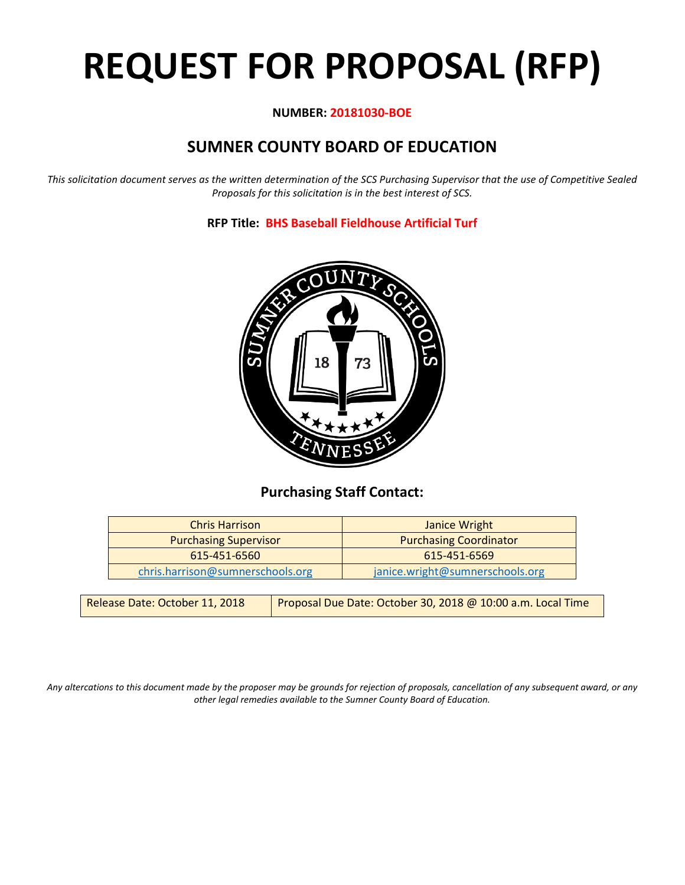# REQUEST FOR PROPOSAL (RFP)

**NUMBER: 20181030-BOE**

## SUMNER COUNTY BOARD OF EDUCATION

*This solicitation document serves as the written determination of the SCS Purchasing Supervisor that the use of Competitive Sealed Proposals for this solicitation is in the best interest of SCS.*

**RFP Title: BHS Baseball Fieldhouse Artificial Turf**

### Purchasing Staff Contact:

| Chris Harrison | Janice Wright |
|---|---|
| Purchasing Supervisor | Purchasing Coordinator |
| 615-451-6560 | 615-451-6569 |
| chris.harrison@sumnerschools.org | janice.wright@sumnerschools.org |

| Release Date: October 11, 2018 | Proposal Due Date: October 30, 2018 @ 10:00 a.m. Local Time |
|---|---|

*Any altercations to this document made by the proposer may be grounds for rejection of proposals, cancellation of any subsequent award, or any other legal remedies available to the Sumner County Board of Education.*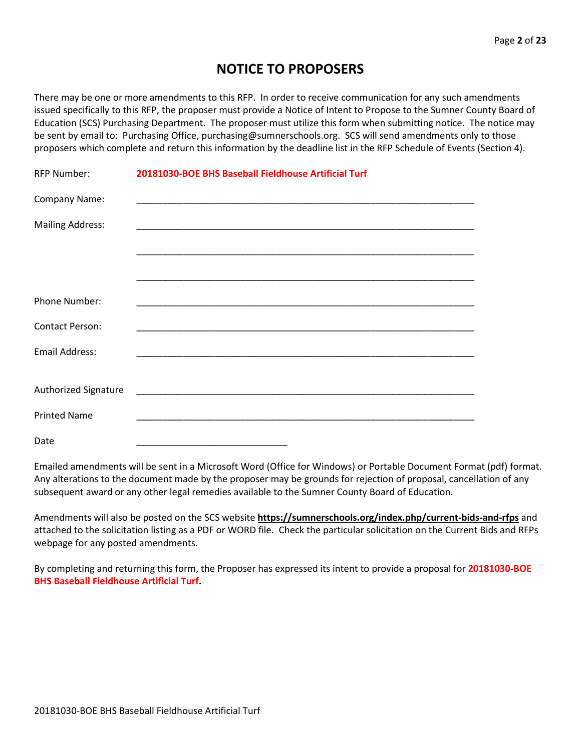# NOTICE TO PROPOSERS

There may be one or more amendments to this RFP. In order to receive communication for any such amendments issued specifically to this RFP, the proposer must provide a Notice of Intent to Propose to the Sumner County Board of Education (SCS) Purchasing Department. The proposer must utilize this form when submitting notice. The notice may be sent by email to: Purchasing Office, purchasing@sumnerschools.org. SCS will send amendments only to those proposers which complete and return this information by the deadline list in the RFP Schedule of Events (Section 4).

RFP Number: **20181030-BOE BHS Baseball Fieldhouse Artificial Turf**

Company Name: ___________________________________________________________________

Mailing Address: ___________________________________________________________________

___________________________________________________________________

___________________________________________________________________

Phone Number: ___________________________________________________________________

Contact Person: ___________________________________________________________________

Email Address: ___________________________________________________________________

Authorized Signature ___________________________________________________________________

Printed Name ___________________________________________________________________

Date ______________________________

Emailed amendments will be sent in a Microsoft Word (Office for Windows) or Portable Document Format (pdf) format. Any alterations to the document made by the proposer may be grounds for rejection of proposal, cancellation of any subsequent award or any other legal remedies available to the Sumner County Board of Education.

Amendments will also be posted on the SCS website **https://sumnerschools.org/index.php/current-bids-and-rfps** and attached to the solicitation listing as a PDF or WORD file. Check the particular solicitation on the Current Bids and RFPs webpage for any posted amendments.

By completing and returning this form, the Proposer has expressed its intent to provide a proposal for **20181030-BOE BHS Baseball Fieldhouse Artificial Turf.**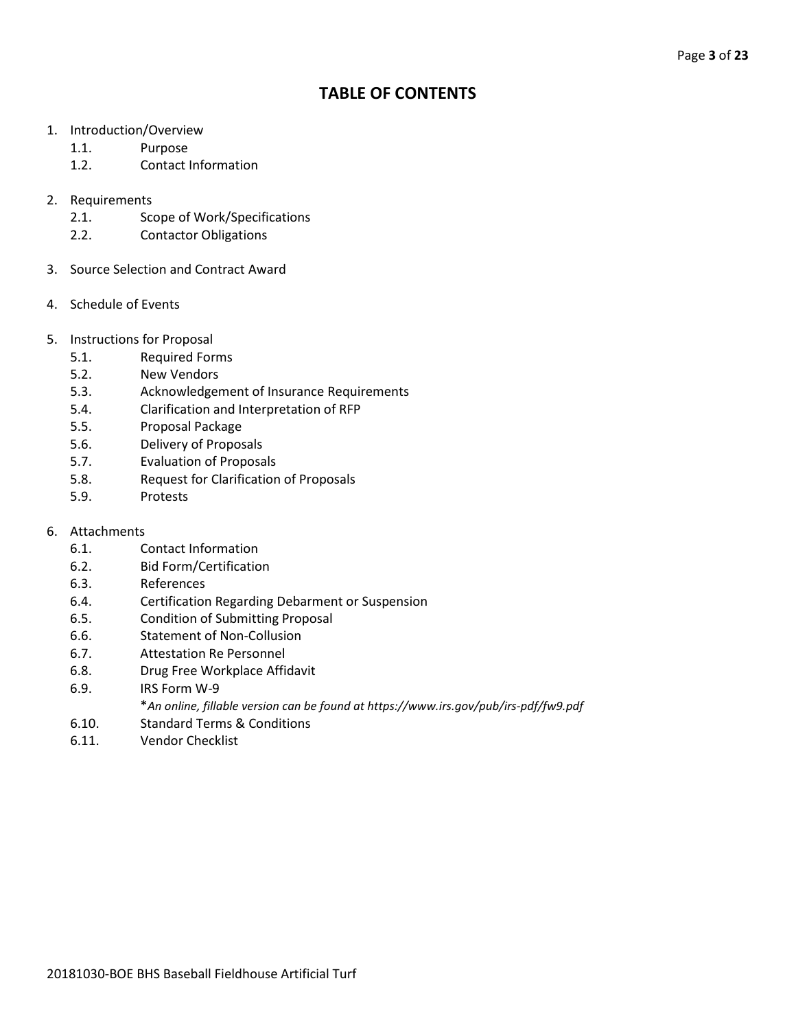# TABLE OF CONTENTS

1. Introduction/Overview
   - 1.1. Purpose
   - 1.2. Contact Information

2. Requirements
   - 2.1. Scope of Work/Specifications
   - 2.2. Contactor Obligations

3. Source Selection and Contract Award

4. Schedule of Events

5. Instructions for Proposal
   - 5.1. Required Forms
   - 5.2. New Vendors
   - 5.3. Acknowledgement of Insurance Requirements
   - 5.4. Clarification and Interpretation of RFP
   - 5.5. Proposal Package
   - 5.6. Delivery of Proposals
   - 5.7. Evaluation of Proposals
   - 5.8. Request for Clarification of Proposals
   - 5.9. Protests

6. Attachments
   - 6.1. Contact Information
   - 6.2. Bid Form/Certification
   - 6.3. References
   - 6.4. Certification Regarding Debarment or Suspension
   - 6.5. Condition of Submitting Proposal
   - 6.6. Statement of Non-Collusion
   - 6.7. Attestation Re Personnel
   - 6.8. Drug Free Workplace Affidavit
   - 6.9. IRS Form W-9
     *\*An online, fillable version can be found at https://www.irs.gov/pub/irs-pdf/fw9.pdf*
   - 6.10. Standard Terms & Conditions
   - 6.11. Vendor Checklist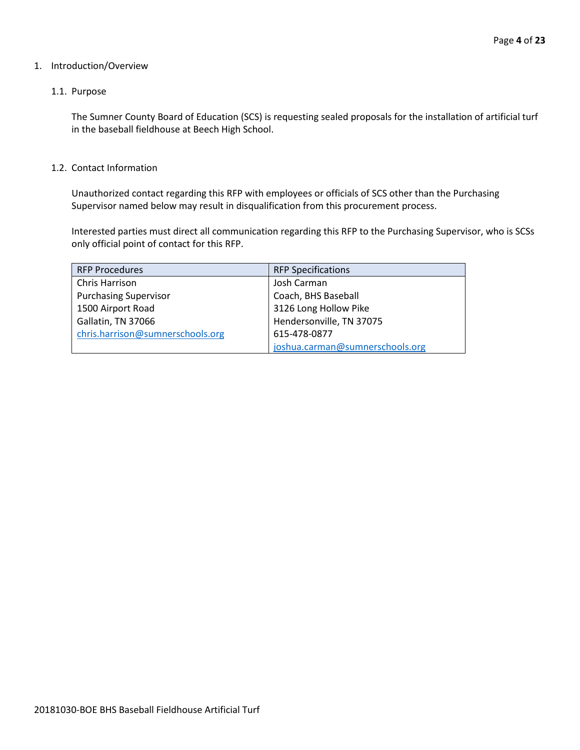1. Introduction/Overview

   1.1. Purpose

   The Sumner County Board of Education (SCS) is requesting sealed proposals for the installation of artificial turf in the baseball fieldhouse at Beech High School.

   1.2. Contact Information

   Unauthorized contact regarding this RFP with employees or officials of SCS other than the Purchasing Supervisor named below may result in disqualification from this procurement process.

   Interested parties must direct all communication regarding this RFP to the Purchasing Supervisor, who is SCSs only official point of contact for this RFP.

| RFP Procedures | RFP Specifications |
|---|---|
| Chris Harrison<br>Purchasing Supervisor<br>1500 Airport Road<br>Gallatin, TN 37066<br>chris.harrison@sumnerschools.org | Josh Carman<br>Coach, BHS Baseball<br>3126 Long Hollow Pike<br>Hendersonville, TN 37075<br>615-478-0877<br>joshua.carman@sumnerschools.org |

20181030-BOE BHS Baseball Fieldhouse Artificial Turf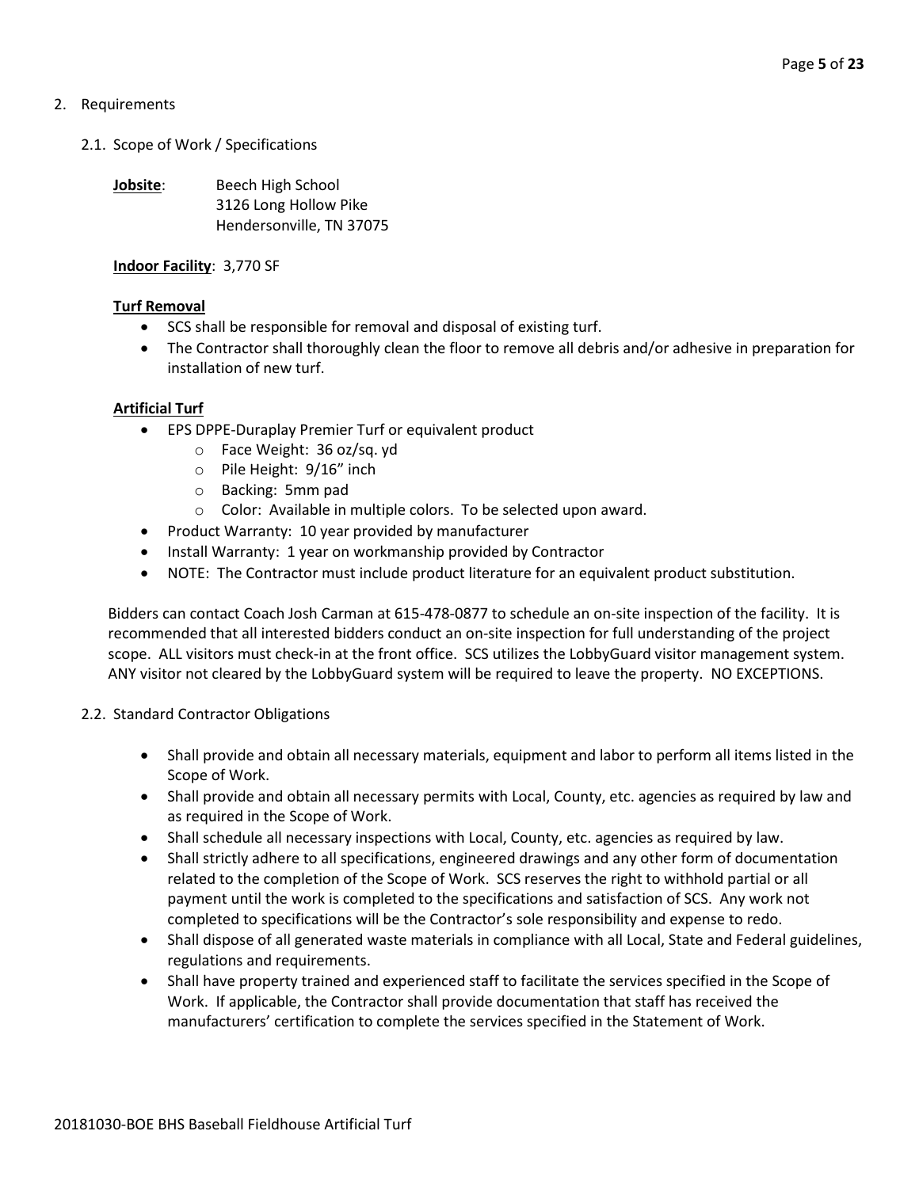2. Requirements

   2.1. Scope of Work / Specifications

**Jobsite**: Beech High School
3126 Long Hollow Pike
Hendersonville, TN 37075

**Indoor Facility**: 3,770 SF

**Turf Removal**

- SCS shall be responsible for removal and disposal of existing turf.
- The Contractor shall thoroughly clean the floor to remove all debris and/or adhesive in preparation for installation of new turf.

**Artificial Turf**

- EPS DPPE-Duraplay Premier Turf or equivalent product
  - Face Weight: 36 oz/sq. yd
  - Pile Height: 9/16" inch
  - Backing: 5mm pad
  - Color: Available in multiple colors. To be selected upon award.
- Product Warranty: 10 year provided by manufacturer
- Install Warranty: 1 year on workmanship provided by Contractor
- NOTE: The Contractor must include product literature for an equivalent product substitution.

Bidders can contact Coach Josh Carman at 615-478-0877 to schedule an on-site inspection of the facility. It is recommended that all interested bidders conduct an on-site inspection for full understanding of the project scope. ALL visitors must check-in at the front office. SCS utilizes the LobbyGuard visitor management system. ANY visitor not cleared by the LobbyGuard system will be required to leave the property. NO EXCEPTIONS.

   2.2. Standard Contractor Obligations

- Shall provide and obtain all necessary materials, equipment and labor to perform all items listed in the Scope of Work.
- Shall provide and obtain all necessary permits with Local, County, etc. agencies as required by law and as required in the Scope of Work.
- Shall schedule all necessary inspections with Local, County, etc. agencies as required by law.
- Shall strictly adhere to all specifications, engineered drawings and any other form of documentation related to the completion of the Scope of Work. SCS reserves the right to withhold partial or all payment until the work is completed to the specifications and satisfaction of SCS. Any work not completed to specifications will be the Contractor's sole responsibility and expense to redo.
- Shall dispose of all generated waste materials in compliance with all Local, State and Federal guidelines, regulations and requirements.
- Shall have property trained and experienced staff to facilitate the services specified in the Scope of Work. If applicable, the Contractor shall provide documentation that staff has received the manufacturers' certification to complete the services specified in the Statement of Work.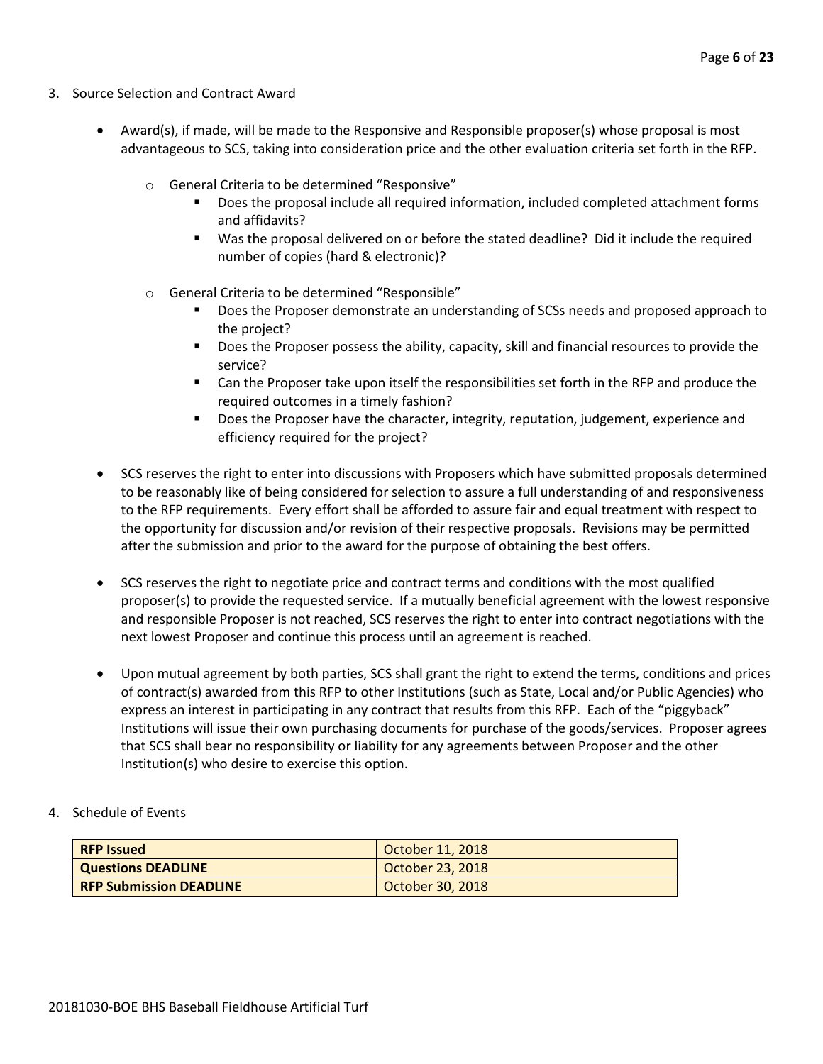3. Source Selection and Contract Award

- Award(s), if made, will be made to the Responsive and Responsible proposer(s) whose proposal is most advantageous to SCS, taking into consideration price and the other evaluation criteria set forth in the RFP.
  - General Criteria to be determined "Responsive"
    - Does the proposal include all required information, included completed attachment forms and affidavits?
    - Was the proposal delivered on or before the stated deadline? Did it include the required number of copies (hard & electronic)?
  - General Criteria to be determined "Responsible"
    - Does the Proposer demonstrate an understanding of SCSs needs and proposed approach to the project?
    - Does the Proposer possess the ability, capacity, skill and financial resources to provide the service?
    - Can the Proposer take upon itself the responsibilities set forth in the RFP and produce the required outcomes in a timely fashion?
    - Does the Proposer have the character, integrity, reputation, judgement, experience and efficiency required for the project?

- SCS reserves the right to enter into discussions with Proposers which have submitted proposals determined to be reasonably like of being considered for selection to assure a full understanding of and responsiveness to the RFP requirements. Every effort shall be afforded to assure fair and equal treatment with respect to the opportunity for discussion and/or revision of their respective proposals. Revisions may be permitted after the submission and prior to the award for the purpose of obtaining the best offers.

- SCS reserves the right to negotiate price and contract terms and conditions with the most qualified proposer(s) to provide the requested service. If a mutually beneficial agreement with the lowest responsive and responsible Proposer is not reached, SCS reserves the right to enter into contract negotiations with the next lowest Proposer and continue this process until an agreement is reached.

- Upon mutual agreement by both parties, SCS shall grant the right to extend the terms, conditions and prices of contract(s) awarded from this RFP to other Institutions (such as State, Local and/or Public Agencies) who express an interest in participating in any contract that results from this RFP. Each of the "piggyback" Institutions will issue their own purchasing documents for purchase of the goods/services. Proposer agrees that SCS shall bear no responsibility or liability for any agreements between Proposer and the other Institution(s) who desire to exercise this option.

4. Schedule of Events

| **RFP Issued** | October 11, 2018 |
| --- | --- |
| **Questions DEADLINE** | October 23, 2018 |
| **RFP Submission DEADLINE** | October 30, 2018 |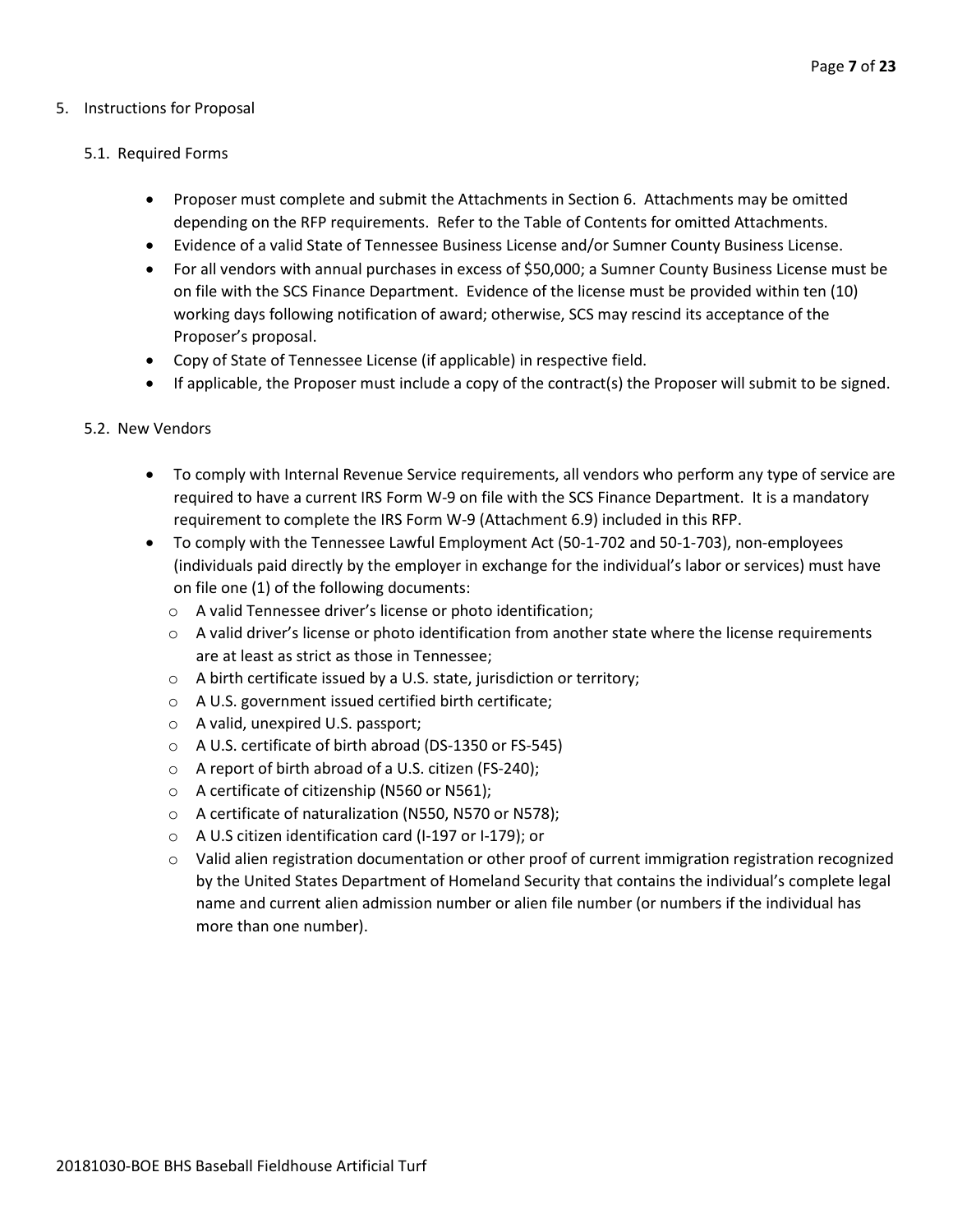5. Instructions for Proposal

   5.1. Required Forms

   - Proposer must complete and submit the Attachments in Section 6. Attachments may be omitted depending on the RFP requirements. Refer to the Table of Contents for omitted Attachments.
   - Evidence of a valid State of Tennessee Business License and/or Sumner County Business License.
   - For all vendors with annual purchases in excess of $50,000; a Sumner County Business License must be on file with the SCS Finance Department. Evidence of the license must be provided within ten (10) working days following notification of award; otherwise, SCS may rescind its acceptance of the Proposer's proposal.
   - Copy of State of Tennessee License (if applicable) in respective field.
   - If applicable, the Proposer must include a copy of the contract(s) the Proposer will submit to be signed.

   5.2. New Vendors

   - To comply with Internal Revenue Service requirements, all vendors who perform any type of service are required to have a current IRS Form W-9 on file with the SCS Finance Department. It is a mandatory requirement to complete the IRS Form W-9 (Attachment 6.9) included in this RFP.
   - To comply with the Tennessee Lawful Employment Act (50-1-702 and 50-1-703), non-employees (individuals paid directly by the employer in exchange for the individual's labor or services) must have on file one (1) of the following documents:
     - A valid Tennessee driver's license or photo identification;
     - A valid driver's license or photo identification from another state where the license requirements are at least as strict as those in Tennessee;
     - A birth certificate issued by a U.S. state, jurisdiction or territory;
     - A U.S. government issued certified birth certificate;
     - A valid, unexpired U.S. passport;
     - A U.S. certificate of birth abroad (DS-1350 or FS-545)
     - A report of birth abroad of a U.S. citizen (FS-240);
     - A certificate of citizenship (N560 or N561);
     - A certificate of naturalization (N550, N570 or N578);
     - A U.S citizen identification card (I-197 or I-179); or
     - Valid alien registration documentation or other proof of current immigration registration recognized by the United States Department of Homeland Security that contains the individual's complete legal name and current alien admission number or alien file number (or numbers if the individual has more than one number).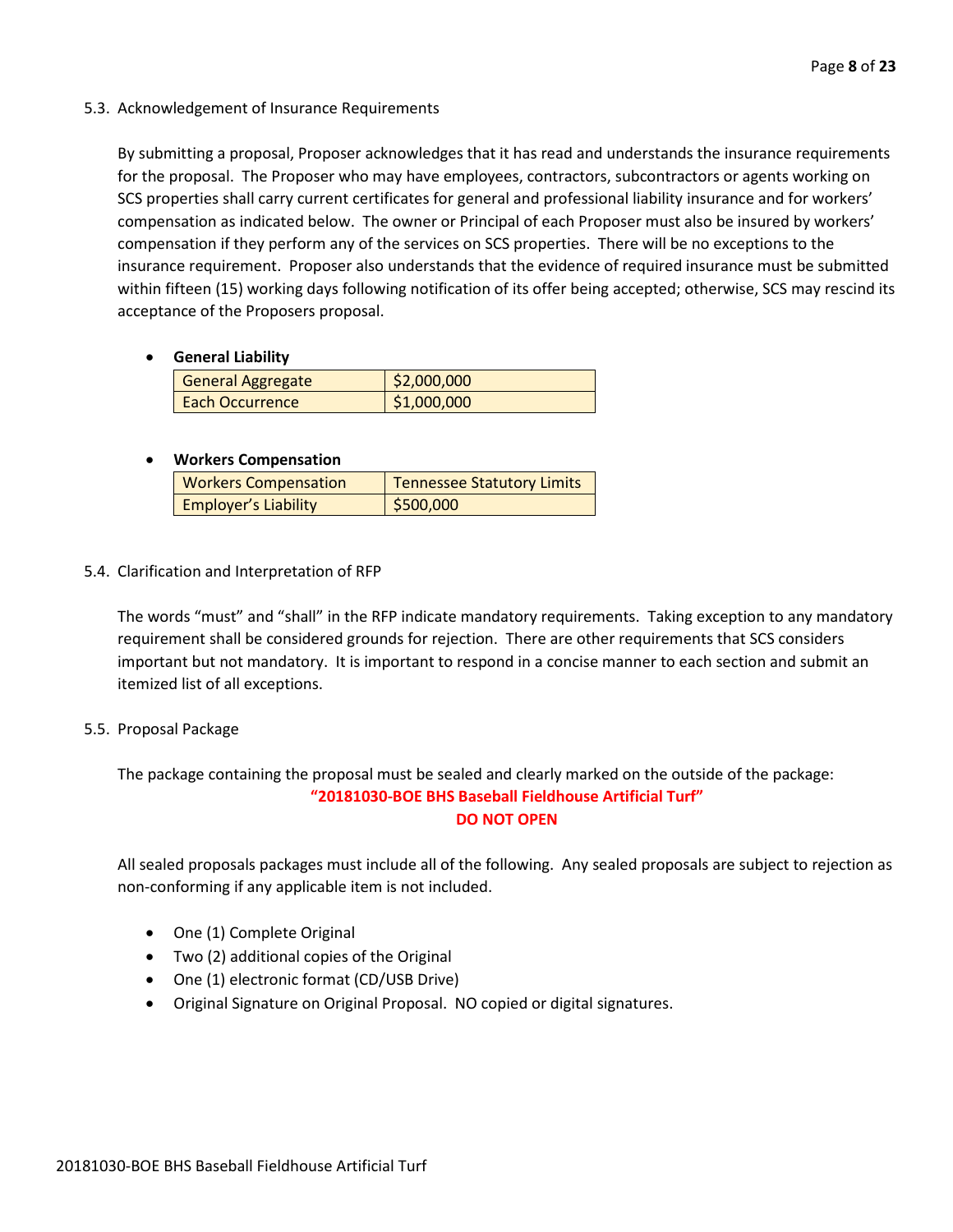### 5.3. Acknowledgement of Insurance Requirements

By submitting a proposal, Proposer acknowledges that it has read and understands the insurance requirements for the proposal. The Proposer who may have employees, contractors, subcontractors or agents working on SCS properties shall carry current certificates for general and professional liability insurance and for workers' compensation as indicated below. The owner or Principal of each Proposer must also be insured by workers' compensation if they perform any of the services on SCS properties. There will be no exceptions to the insurance requirement. Proposer also understands that the evidence of required insurance must be submitted within fifteen (15) working days following notification of its offer being accepted; otherwise, SCS may rescind its acceptance of the Proposers proposal.

- **General Liability**

| General Aggregate | $2,000,000 |
|---|---|
| Each Occurrence | $1,000,000 |

- **Workers Compensation**

| Workers Compensation | Tennessee Statutory Limits |
|---|---|
| Employer's Liability | $500,000 |

### 5.4. Clarification and Interpretation of RFP

The words "must" and "shall" in the RFP indicate mandatory requirements. Taking exception to any mandatory requirement shall be considered grounds for rejection. There are other requirements that SCS considers important but not mandatory. It is important to respond in a concise manner to each section and submit an itemized list of all exceptions.

### 5.5. Proposal Package

The package containing the proposal must be sealed and clearly marked on the outside of the package:

**"20181030-BOE BHS Baseball Fieldhouse Artificial Turf"**

**DO NOT OPEN**

All sealed proposals packages must include all of the following. Any sealed proposals are subject to rejection as non-conforming if any applicable item is not included.

- One (1) Complete Original
- Two (2) additional copies of the Original
- One (1) electronic format (CD/USB Drive)
- Original Signature on Original Proposal. NO copied or digital signatures.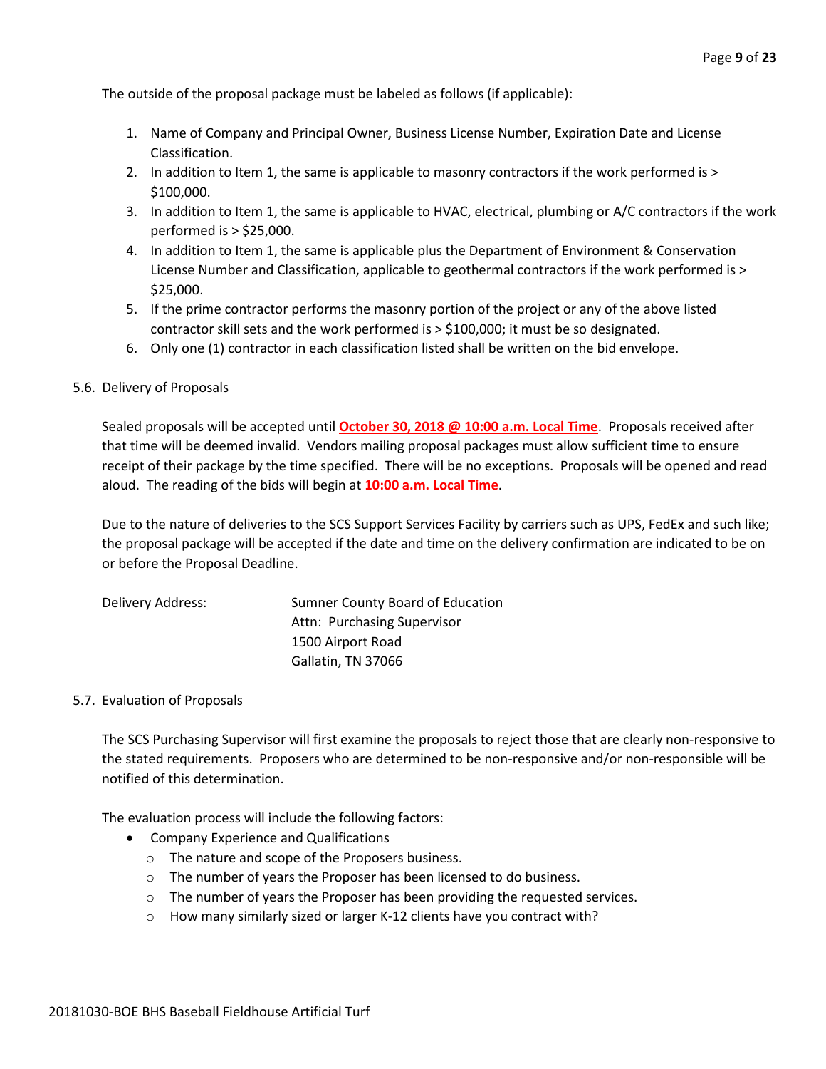The outside of the proposal package must be labeled as follows (if applicable):

1. Name of Company and Principal Owner, Business License Number, Expiration Date and License Classification.
2. In addition to Item 1, the same is applicable to masonry contractors if the work performed is > $100,000.
3. In addition to Item 1, the same is applicable to HVAC, electrical, plumbing or A/C contractors if the work performed is > $25,000.
4. In addition to Item 1, the same is applicable plus the Department of Environment & Conservation License Number and Classification, applicable to geothermal contractors if the work performed is > $25,000.
5. If the prime contractor performs the masonry portion of the project or any of the above listed contractor skill sets and the work performed is > $100,000; it must be so designated.
6. Only one (1) contractor in each classification listed shall be written on the bid envelope.

5.6. Delivery of Proposals

Sealed proposals will be accepted until **October 30, 2018 @ 10:00 a.m. Local Time**. Proposals received after that time will be deemed invalid. Vendors mailing proposal packages must allow sufficient time to ensure receipt of their package by the time specified. There will be no exceptions. Proposals will be opened and read aloud. The reading of the bids will begin at **10:00 a.m. Local Time**.

Due to the nature of deliveries to the SCS Support Services Facility by carriers such as UPS, FedEx and such like; the proposal package will be accepted if the date and time on the delivery confirmation are indicated to be on or before the Proposal Deadline.

Delivery Address:

Sumner County Board of Education
Attn: Purchasing Supervisor
1500 Airport Road
Gallatin, TN 37066

5.7. Evaluation of Proposals

The SCS Purchasing Supervisor will first examine the proposals to reject those that are clearly non-responsive to the stated requirements. Proposers who are determined to be non-responsive and/or non-responsible will be notified of this determination.

The evaluation process will include the following factors:

- Company Experience and Qualifications
  - The nature and scope of the Proposers business.
  - The number of years the Proposer has been licensed to do business.
  - The number of years the Proposer has been providing the requested services.
  - How many similarly sized or larger K-12 clients have you contract with?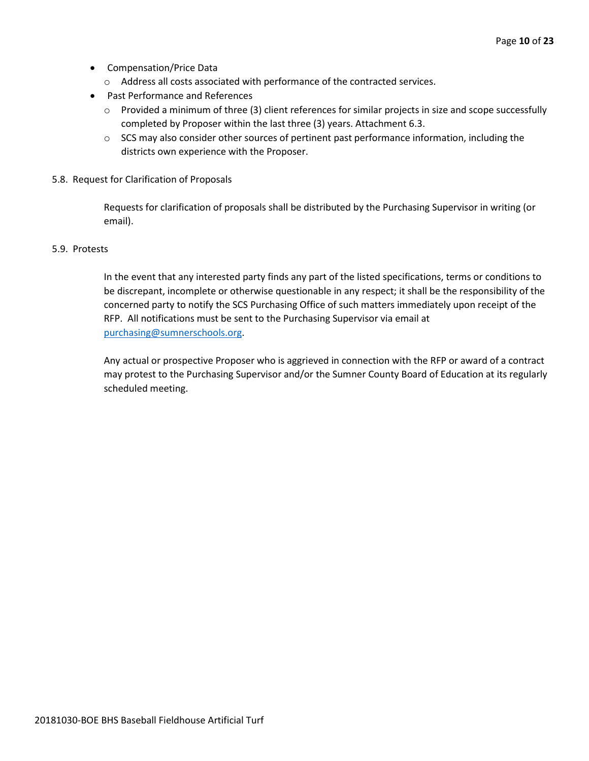- Compensation/Price Data
  - Address all costs associated with performance of the contracted services.
- Past Performance and References
  - Provided a minimum of three (3) client references for similar projects in size and scope successfully completed by Proposer within the last three (3) years. Attachment 6.3.
  - SCS may also consider other sources of pertinent past performance information, including the districts own experience with the Proposer.

5.8. Request for Clarification of Proposals

Requests for clarification of proposals shall be distributed by the Purchasing Supervisor in writing (or email).

5.9. Protests

In the event that any interested party finds any part of the listed specifications, terms or conditions to be discrepant, incomplete or otherwise questionable in any respect; it shall be the responsibility of the concerned party to notify the SCS Purchasing Office of such matters immediately upon receipt of the RFP. All notifications must be sent to the Purchasing Supervisor via email at [purchasing@sumnerschools.org](mailto:purchasing@sumnerschools.org).

Any actual or prospective Proposer who is aggrieved in connection with the RFP or award of a contract may protest to the Purchasing Supervisor and/or the Sumner County Board of Education at its regularly scheduled meeting.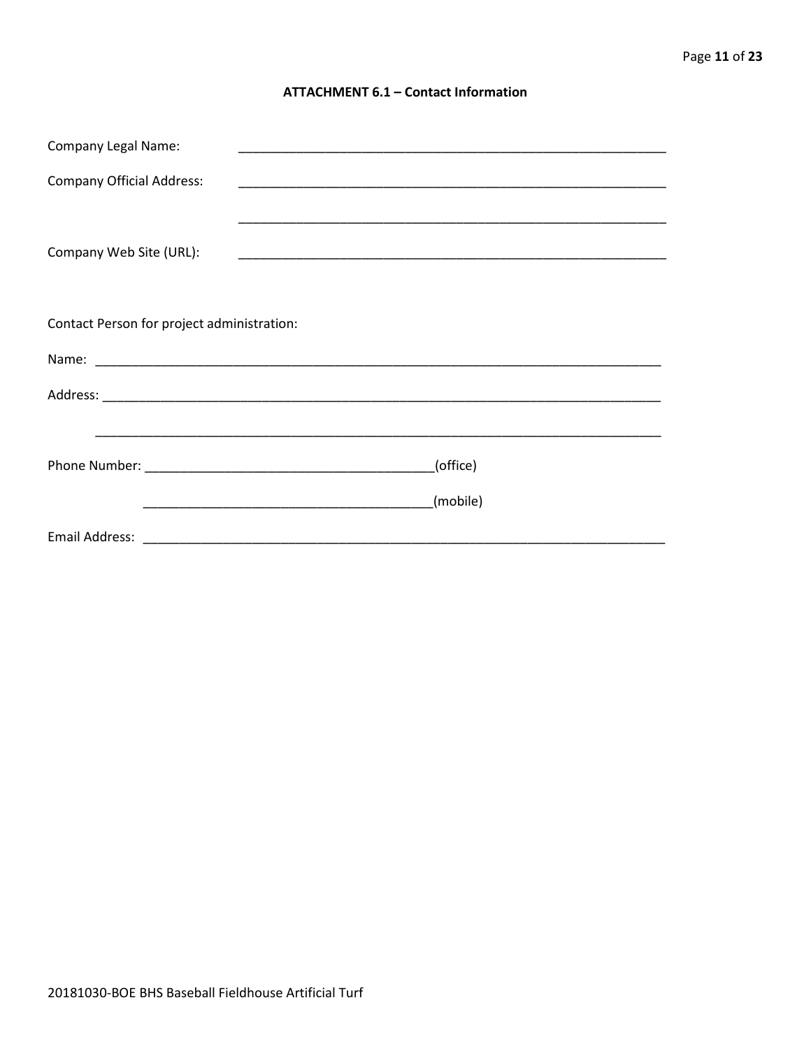## ATTACHMENT 6.1 – Contact Information

Company Legal Name: _______________________________________________________________

Company Official Address: _______________________________________________________________

_______________________________________________________________

Company Web Site (URL): _______________________________________________________________

Contact Person for project administration:

Name: _____________________________________________________________________________________

Address: ___________________________________________________________________________________

___________________________________________________________________________________

Phone Number: __________________________________________(office)

__________________________________________(mobile)

Email Address: ______________________________________________________________________________

20181030-BOE BHS Baseball Fieldhouse Artificial Turf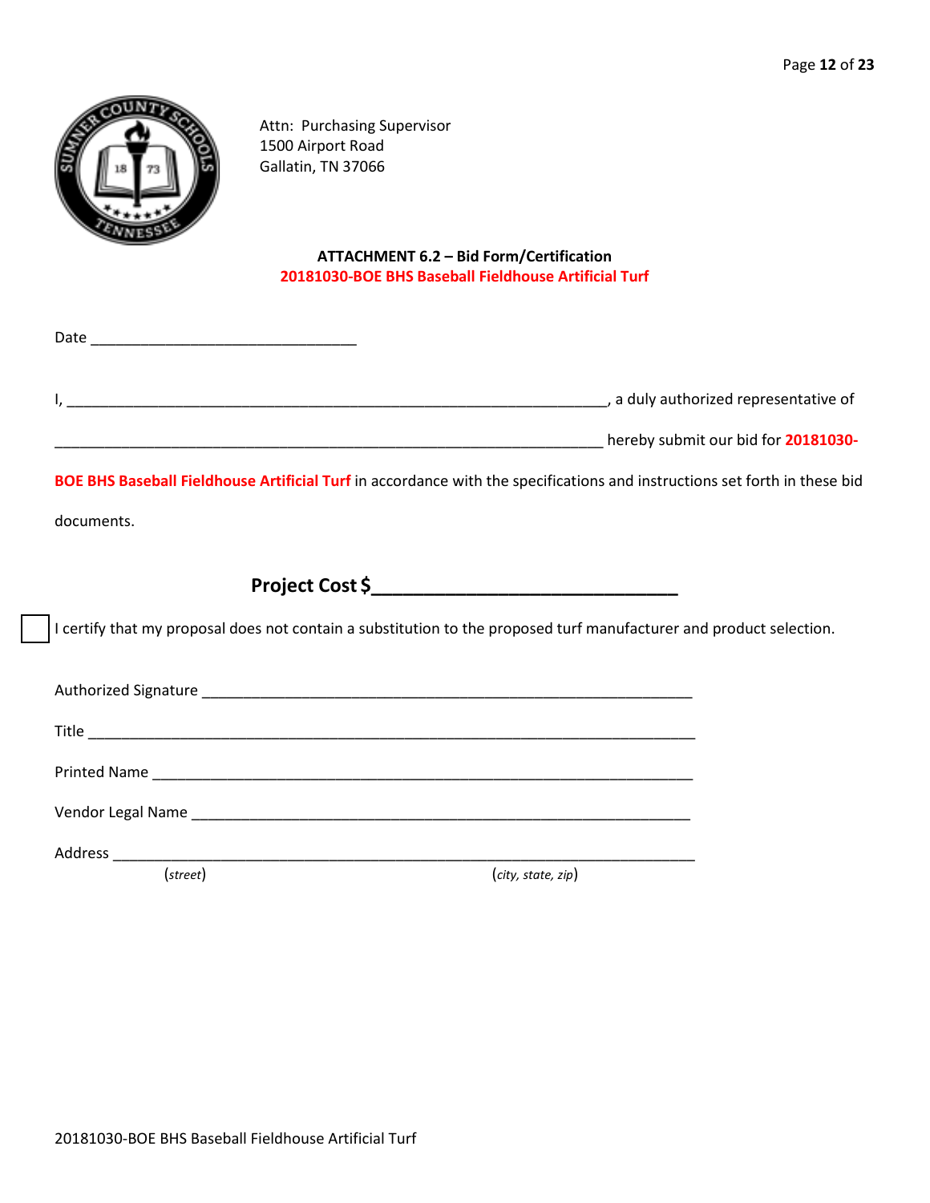Attn: Purchasing Supervisor
1500 Airport Road
Gallatin, TN 37066

**ATTACHMENT 6.2 – Bid Form/Certification**
**20181030-BOE BHS Baseball Fieldhouse Artificial Turf**

Date ________________________________

I, ____________________________________________________________________, a duly authorized representative of

______________________________________________________________________ hereby submit our bid for **20181030-BOE BHS Baseball Fieldhouse Artificial Turf** in accordance with the specifications and instructions set forth in these bid documents.

**Project Cost $_____________________________**

☐ I certify that my proposal does not contain a substitution to the proposed turf manufacturer and product selection.

Authorized Signature ______________________________________________________________

Title ______________________________________________________________________________

Printed Name _____________________________________________________________________

Vendor Legal Name ________________________________________________________________

Address ___________________________________________________________________________
(*street*) (*city, state, zip*)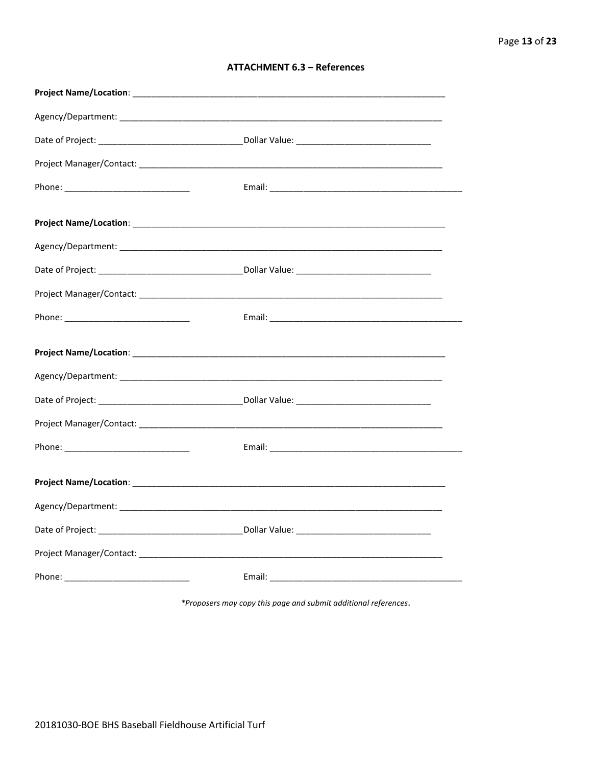**ATTACHMENT 6.3 – References**

**Project Name/Location**: ____________________________________________________________________

Agency/Department: ____________________________________________________________________

Date of Project: ______________________________ Dollar Value: ____________________________

Project Manager/Contact: ________________________________________________________________

Phone: __________________________ Email: _________________________________________

**Project Name/Location**: ____________________________________________________________________

Agency/Department: ____________________________________________________________________

Date of Project: ______________________________ Dollar Value: ____________________________

Project Manager/Contact: ________________________________________________________________

Phone: __________________________ Email: _________________________________________

**Project Name/Location**: ____________________________________________________________________

Agency/Department: ____________________________________________________________________

Date of Project: ______________________________ Dollar Value: ____________________________

Project Manager/Contact: ________________________________________________________________

Phone: __________________________ Email: _________________________________________

**Project Name/Location**: ____________________________________________________________________

Agency/Department: ____________________________________________________________________

Date of Project: ______________________________ Dollar Value: ____________________________

Project Manager/Contact: ________________________________________________________________

Phone: __________________________ Email: _________________________________________

*\*Proposers may copy this page and submit additional references*.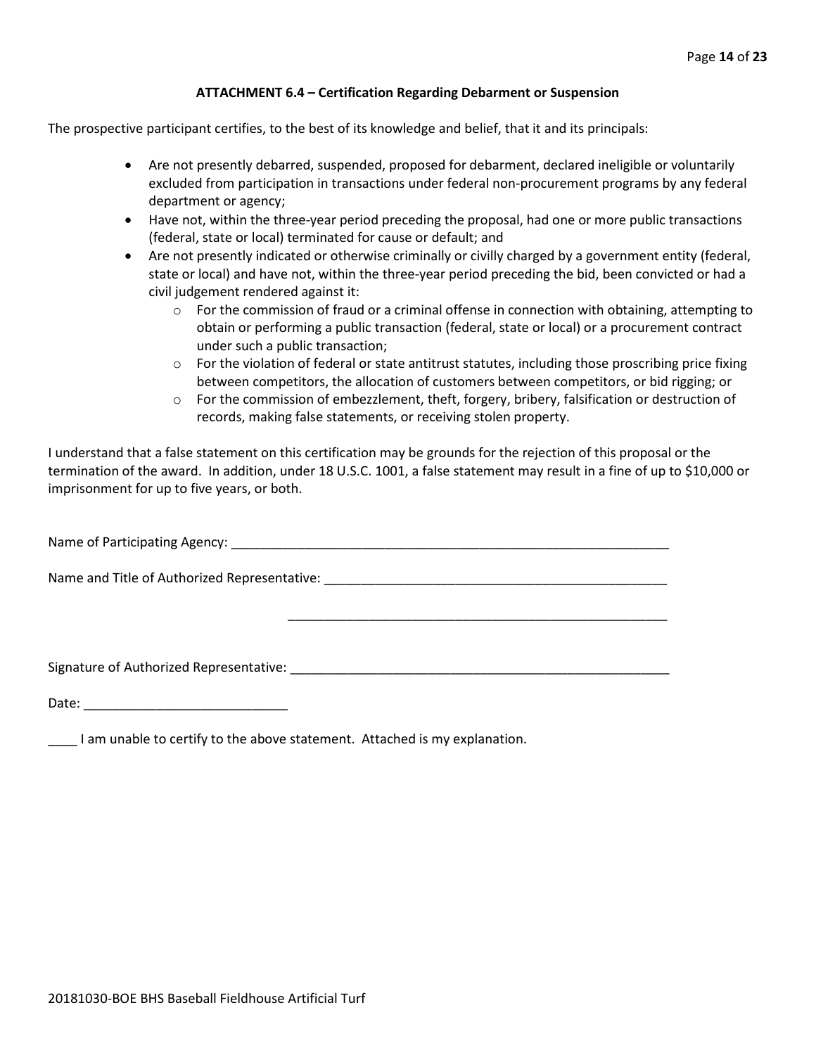### ATTACHMENT 6.4 – Certification Regarding Debarment or Suspension

The prospective participant certifies, to the best of its knowledge and belief, that it and its principals:

- Are not presently debarred, suspended, proposed for debarment, declared ineligible or voluntarily excluded from participation in transactions under federal non-procurement programs by any federal department or agency;
- Have not, within the three-year period preceding the proposal, had one or more public transactions (federal, state or local) terminated for cause or default; and
- Are not presently indicated or otherwise criminally or civilly charged by a government entity (federal, state or local) and have not, within the three-year period preceding the bid, been convicted or had a civil judgement rendered against it:
  - For the commission of fraud or a criminal offense in connection with obtaining, attempting to obtain or performing a public transaction (federal, state or local) or a procurement contract under such a public transaction;
  - For the violation of federal or state antitrust statutes, including those proscribing price fixing between competitors, the allocation of customers between competitors, or bid rigging; or
  - For the commission of embezzlement, theft, forgery, bribery, falsification or destruction of records, making false statements, or receiving stolen property.

I understand that a false statement on this certification may be grounds for the rejection of this proposal or the termination of the award. In addition, under 18 U.S.C. 1001, a false statement may result in a fine of up to $10,000 or imprisonment for up to five years, or both.

Name of Participating Agency: ________________________________________________________________

Name and Title of Authorized Representative: ________________________________________________

________________________________________________

Signature of Authorized Representative: _____________________________________________________

Date: ____________________________

____ I am unable to certify to the above statement. Attached is my explanation.

20181030-BOE BHS Baseball Fieldhouse Artificial Turf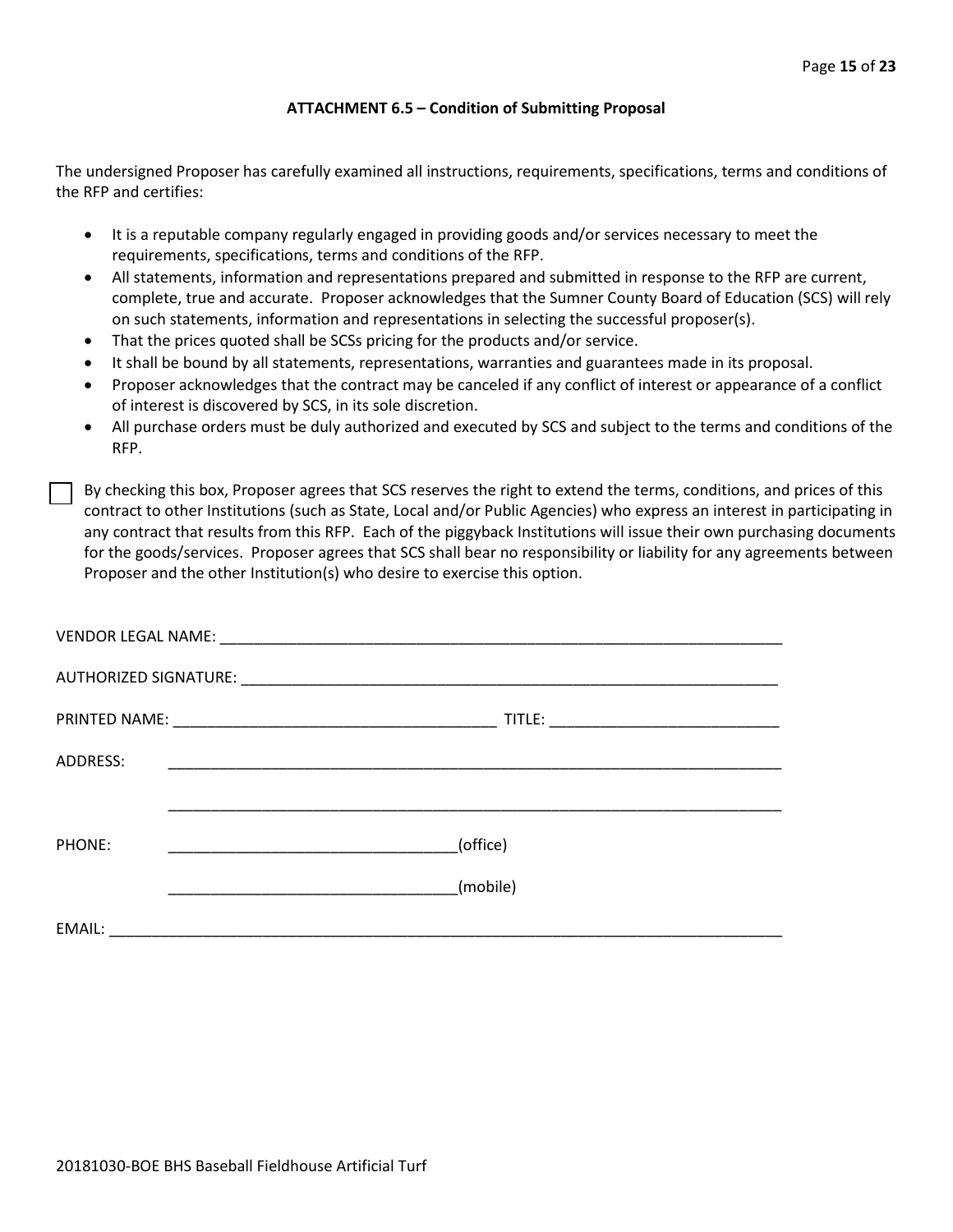## ATTACHMENT 6.5 – Condition of Submitting Proposal

The undersigned Proposer has carefully examined all instructions, requirements, specifications, terms and conditions of the RFP and certifies:

- It is a reputable company regularly engaged in providing goods and/or services necessary to meet the requirements, specifications, terms and conditions of the RFP.
- All statements, information and representations prepared and submitted in response to the RFP are current, complete, true and accurate. Proposer acknowledges that the Sumner County Board of Education (SCS) will rely on such statements, information and representations in selecting the successful proposer(s).
- That the prices quoted shall be SCSs pricing for the products and/or service.
- It shall be bound by all statements, representations, warranties and guarantees made in its proposal.
- Proposer acknowledges that the contract may be canceled if any conflict of interest or appearance of a conflict of interest is discovered by SCS, in its sole discretion.
- All purchase orders must be duly authorized and executed by SCS and subject to the terms and conditions of the RFP.

☐ By checking this box, Proposer agrees that SCS reserves the right to extend the terms, conditions, and prices of this contract to other Institutions (such as State, Local and/or Public Agencies) who express an interest in participating in any contract that results from this RFP. Each of the piggyback Institutions will issue their own purchasing documents for the goods/services. Proposer agrees that SCS shall bear no responsibility or liability for any agreements between Proposer and the other Institution(s) who desire to exercise this option.

VENDOR LEGAL NAME: ______________________________________________________________________

AUTHORIZED SIGNATURE: __________________________________________________________________

PRINTED NAME: _______________________________________ TITLE: ___________________________

ADDRESS: ___________________________________________________________________________

___________________________________________________________________________

PHONE: __________________________________(office)

__________________________________(mobile)

EMAIL: _____________________________________________________________________________

20181030-BOE BHS Baseball Fieldhouse Artificial Turf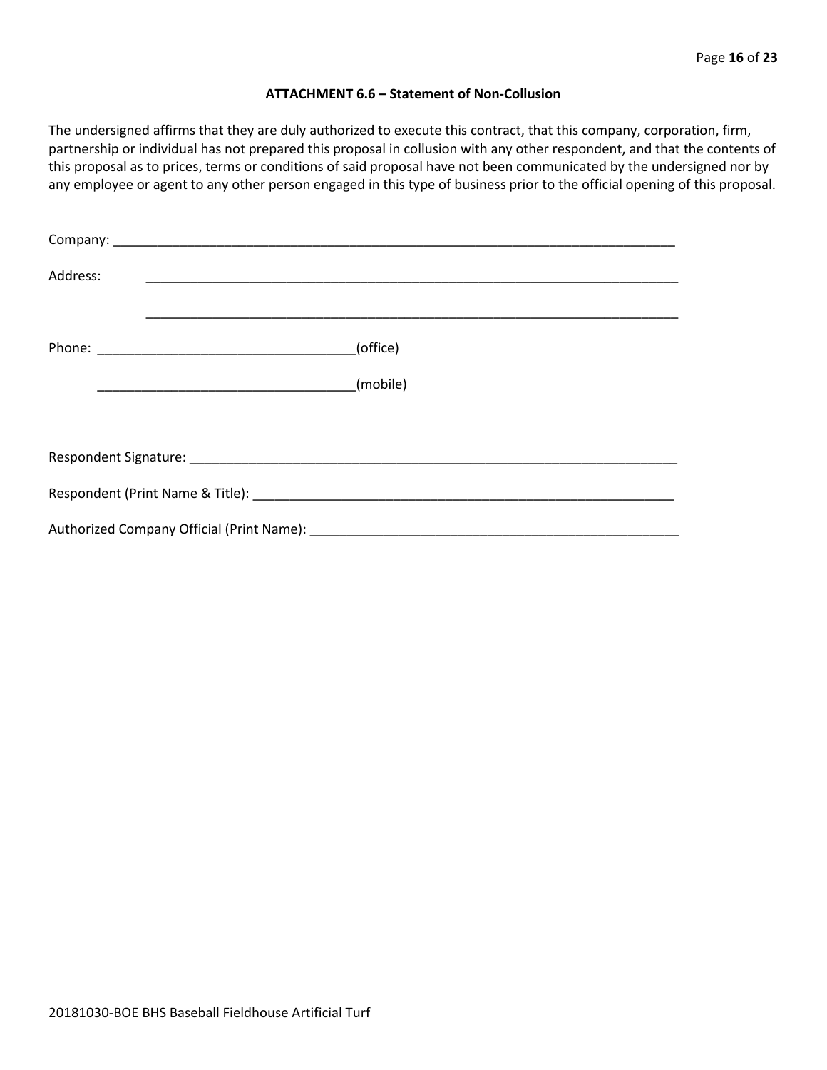**ATTACHMENT 6.6 – Statement of Non-Collusion**

The undersigned affirms that they are duly authorized to execute this contract, that this company, corporation, firm, partnership or individual has not prepared this proposal in collusion with any other respondent, and that the contents of this proposal as to prices, terms or conditions of said proposal have not been communicated by the undersigned nor by any employee or agent to any other person engaged in this type of business prior to the official opening of this proposal.

Company: ______________________________________________________________________________

Address: ______________________________________________________________________________

______________________________________________________________________________

Phone: ___________________________________(office)

___________________________________(mobile)

Respondent Signature: ____________________________________________________________________

Respondent (Print Name & Title): _____________________________________________________________

Authorized Company Official (Print Name): ____________________________________________________

20181030-BOE BHS Baseball Fieldhouse Artificial Turf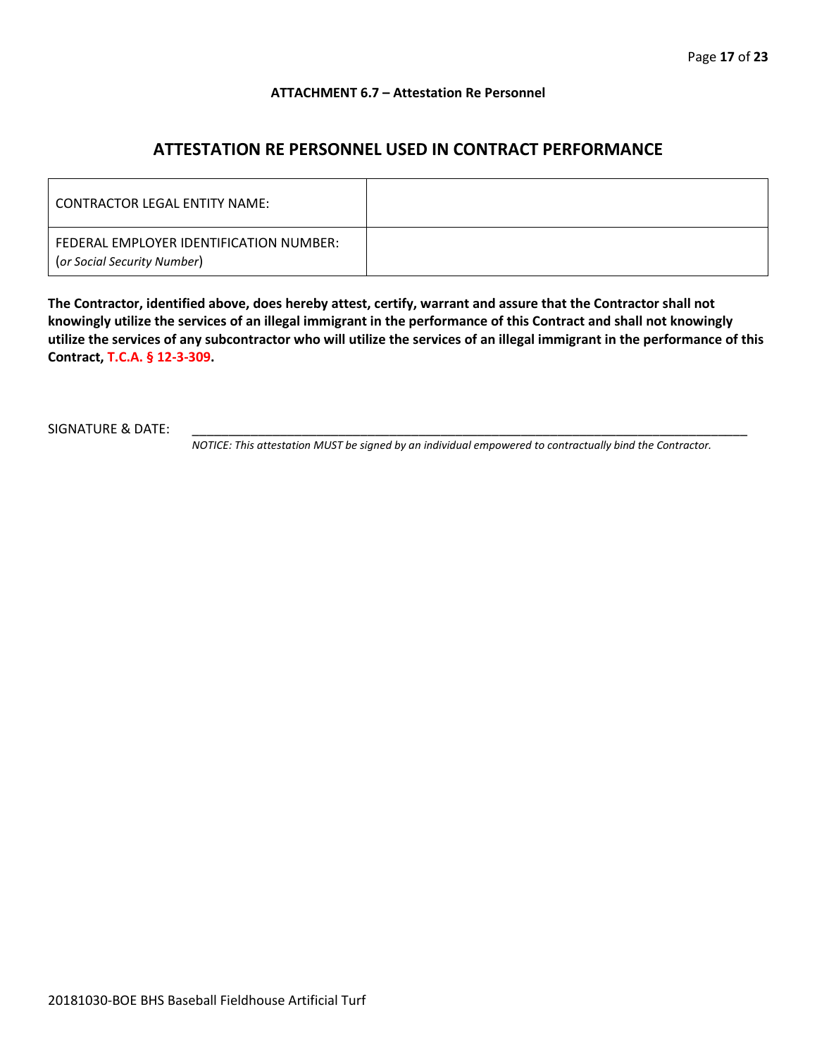**ATTACHMENT 6.7 – Attestation Re Personnel**

## ATTESTATION RE PERSONNEL USED IN CONTRACT PERFORMANCE

| CONTRACTOR LEGAL ENTITY NAME: | |
|---|---|
| FEDERAL EMPLOYER IDENTIFICATION NUMBER: (*or Social Security Number*) | |

**The Contractor, identified above, does hereby attest, certify, warrant and assure that the Contractor shall not knowingly utilize the services of an illegal immigrant in the performance of this Contract and shall not knowingly utilize the services of any subcontractor who will utilize the services of an illegal immigrant in the performance of this Contract, T.C.A. § 12-3-309.**

SIGNATURE & DATE: ____________________________________________________________________________

*NOTICE: This attestation MUST be signed by an individual empowered to contractually bind the Contractor.*

20181030-BOE BHS Baseball Fieldhouse Artificial Turf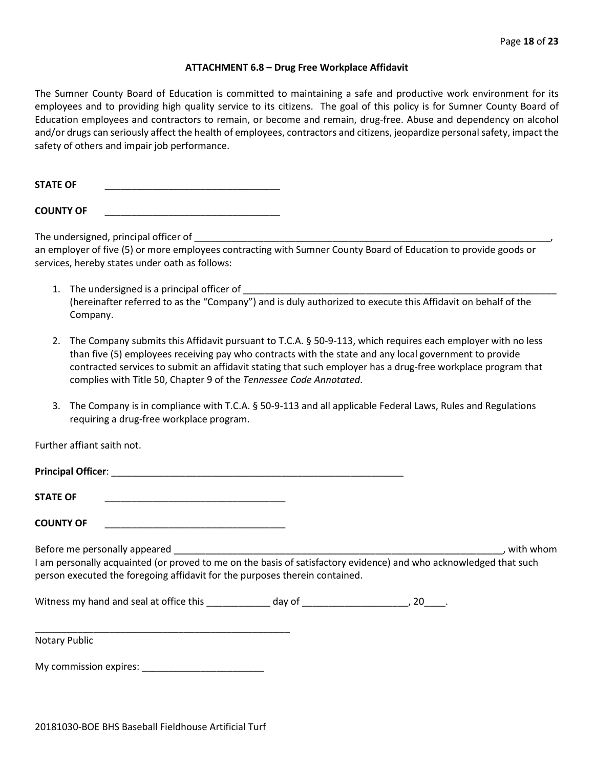### ATTACHMENT 6.8 – Drug Free Workplace Affidavit

The Sumner County Board of Education is committed to maintaining a safe and productive work environment for its employees and to providing high quality service to its citizens. The goal of this policy is for Sumner County Board of Education employees and contractors to remain, or become and remain, drug-free. Abuse and dependency on alcohol and/or drugs can seriously affect the health of employees, contractors and citizens, jeopardize personal safety, impact the safety of others and impair job performance.

**STATE OF** ________________________________

**COUNTY OF** ________________________________

The undersigned, principal officer of ____________________________________________________________________, an employer of five (5) or more employees contracting with Sumner County Board of Education to provide goods or services, hereby states under oath as follows:

1. The undersigned is a principal officer of ____________________________________________________________ (hereinafter referred to as the "Company") and is duly authorized to execute this Affidavit on behalf of the Company.

2. The Company submits this Affidavit pursuant to T.C.A. § 50-9-113, which requires each employer with no less than five (5) employees receiving pay who contracts with the state and any local government to provide contracted services to submit an affidavit stating that such employer has a drug-free workplace program that complies with Title 50, Chapter 9 of the *Tennessee Code Annotated*.

3. The Company is in compliance with T.C.A. § 50-9-113 and all applicable Federal Laws, Rules and Regulations requiring a drug-free workplace program.

Further affiant saith not.

**Principal Officer**: ______________________________________________________

**STATE OF** __________________________________

**COUNTY OF** __________________________________

Before me personally appeared _____________________________________________________________, with whom I am personally acquainted (or proved to me on the basis of satisfactory evidence) and who acknowledged that such person executed the foregoing affidavit for the purposes therein contained.

Witness my hand and seal at office this ___________ day of ___________________, 20____.

________________________________________________
Notary Public

My commission expires: ______________________

20181030-BOE BHS Baseball Fieldhouse Artificial Turf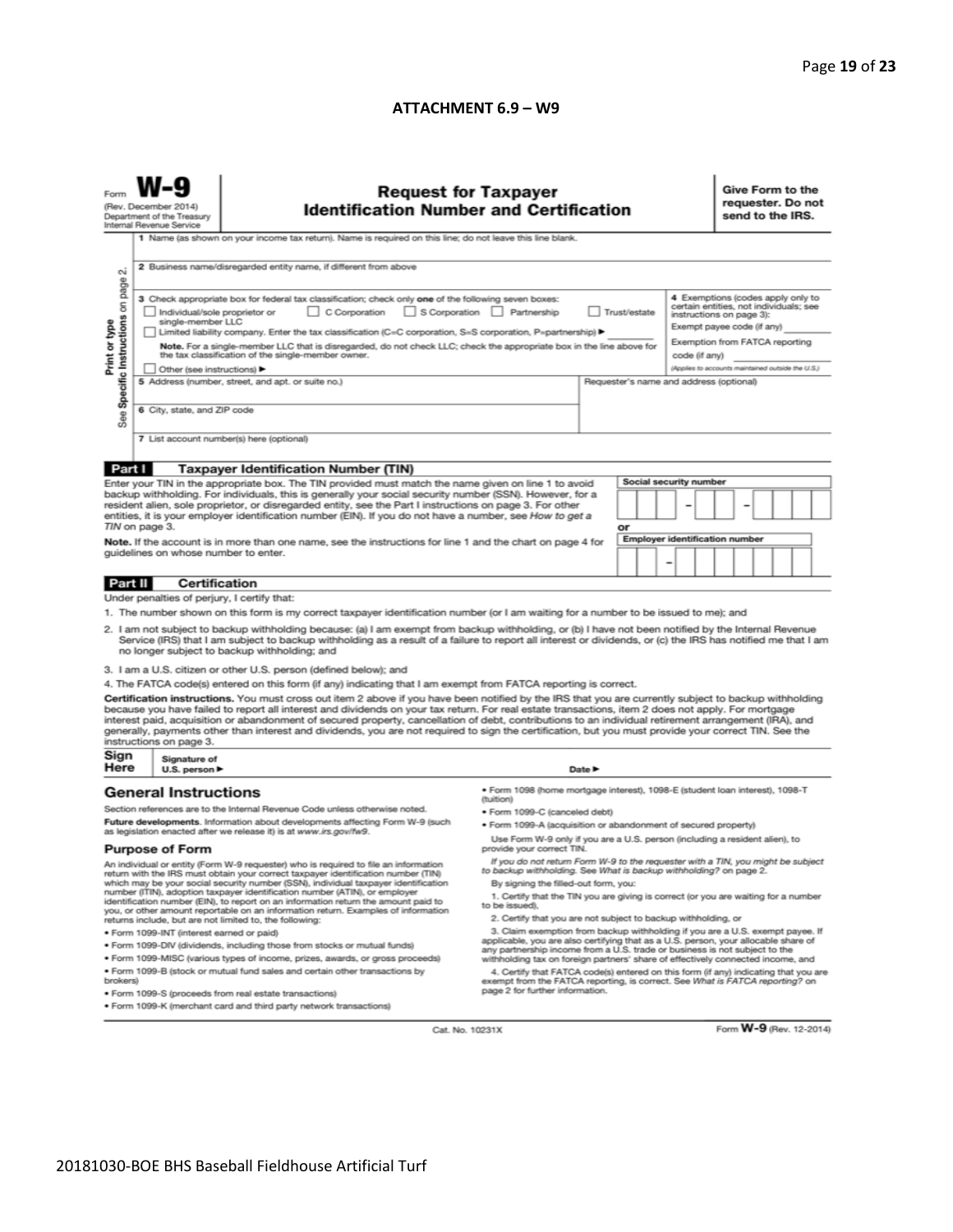**ATTACHMENT 6.9 – W9**

Form **W-9**
(Rev. December 2014)
Department of the Treasury
Internal Revenue Service

## Request for Taxpayer Identification Number and Certification

**Give Form to the requester. Do not send to the IRS.**

Print or type
See **Specific Instructions** on page 2.

1 Name (as shown on your income tax return). Name is required on this line; do not leave this line blank.

2 Business name/disregarded entity name, if different from above

3 Check appropriate box for federal tax classification; check only **one** of the following seven boxes:
☐ Individual/sole proprietor or single-member LLC ☐ C Corporation ☐ S Corporation ☐ Partnership ☐ Trust/estate
☐ Limited liability company. Enter the tax classification (C=C corporation, S=S corporation, P=partnership) ▶ ________
**Note.** For a single-member LLC that is disregarded, do not check LLC; check the appropriate box in the line above for the tax classification of the single-member owner.
☐ Other (see instructions) ▶

**4** Exemptions (codes apply only to certain entities, not individuals; see instructions on page 3):
Exempt payee code (if any) ________
Exemption from FATCA reporting code (if any) ________
*(Applies to accounts maintained outside the U.S.)*

5 Address (number, street, and apt. or suite no.)

Requester's name and address (optional)

6 City, state, and ZIP code

7 List account number(s) here (optional)

**Part I** **Taxpayer Identification Number (TIN)**

Enter your TIN in the appropriate box. The TIN provided must match the name given on line 1 to avoid backup withholding. For individuals, this is generally your social security number (SSN). However, for a resident alien, sole proprietor, or disregarded entity, see the Part I instructions on page 3. For other entities, it is your employer identification number (EIN). If you do not have a number, see *How to get a TIN* on page 3.

**Note.** If the account is in more than one name, see the instructions for line 1 and the chart on page 4 for guidelines on whose number to enter.

**Social security number**
[ ][ ][ ] – [ ][ ] – [ ][ ][ ][ ]

**or**

**Employer identification number**
[ ][ ] – [ ][ ][ ][ ][ ][ ][ ]

**Part II** **Certification**

Under penalties of perjury, I certify that:

1. The number shown on this form is my correct taxpayer identification number (or I am waiting for a number to be issued to me); and
2. I am not subject to backup withholding because: (a) I am exempt from backup withholding, or (b) I have not been notified by the Internal Revenue Service (IRS) that I am subject to backup withholding as a result of a failure to report all interest or dividends, or (c) the IRS has notified me that I am no longer subject to backup withholding; and
3. I am a U.S. citizen or other U.S. person (defined below); and
4. The FATCA code(s) entered on this form (if any) indicating that I am exempt from FATCA reporting is correct.

**Certification instructions.** You must cross out item 2 above if you have been notified by the IRS that you are currently subject to backup withholding because you have failed to report all interest and dividends on your tax return. For real estate transactions, item 2 does not apply. For mortgage interest paid, acquisition or abandonment of secured property, cancellation of debt, contributions to an individual retirement arrangement (IRA), and generally, payments other than interest and dividends, you are not required to sign the certification, but you must provide your correct TIN. See the instructions on page 3.

**Sign Here** | Signature of U.S. person ▶ | Date ▶

## General Instructions

Section references are to the Internal Revenue Code unless otherwise noted.

**Future developments.** Information about developments affecting Form W-9 (such as legislation enacted after we release it) is at *www.irs.gov/fw9*.

### Purpose of Form

An individual or entity (Form W-9 requester) who is required to file an information return with the IRS must obtain your correct taxpayer identification number (TIN) which may be your social security number (SSN), individual taxpayer identification number (ITIN), adoption taxpayer identification number (ATIN), or employer identification number (EIN), to report on an information return the amount paid to you, or other amount reportable on an information return. Examples of information returns include, but are not limited to, the following:

- Form 1099-INT (interest earned or paid)
- Form 1099-DIV (dividends, including those from stocks or mutual funds)
- Form 1099-MISC (various types of income, prizes, awards, or gross proceeds)
- Form 1099-B (stock or mutual fund sales and certain other transactions by brokers)
- Form 1099-S (proceeds from real estate transactions)
- Form 1099-K (merchant card and third party network transactions)
- Form 1098 (home mortgage interest), 1098-E (student loan interest), 1098-T (tuition)
- Form 1099-C (canceled debt)
- Form 1099-A (acquisition or abandonment of secured property)

Use Form W-9 only if you are a U.S. person (including a resident alien), to provide your correct TIN.

*If you do not return Form W-9 to the requester with a TIN, you might be subject to backup withholding. See What is backup withholding? on page 2.*

By signing the filled-out form, you:

1. Certify that the TIN you are giving is correct (or you are waiting for a number to be issued),
2. Certify that you are not subject to backup withholding, or
3. Claim exemption from backup withholding if you are a U.S. exempt payee. If applicable, you are also certifying that as a U.S. person, your allocable share of any partnership income from a U.S. trade or business is not subject to the withholding tax on foreign partners' share of effectively connected income, and
4. Certify that FATCA code(s) entered on this form (if any) indicating that you are exempt from the FATCA reporting, is correct. See *What is FATCA reporting?* on page 2 for further information.

Cat. No. 10231X

Form **W-9** (Rev. 12-2014)

20181030-BOE BHS Baseball Fieldhouse Artificial Turf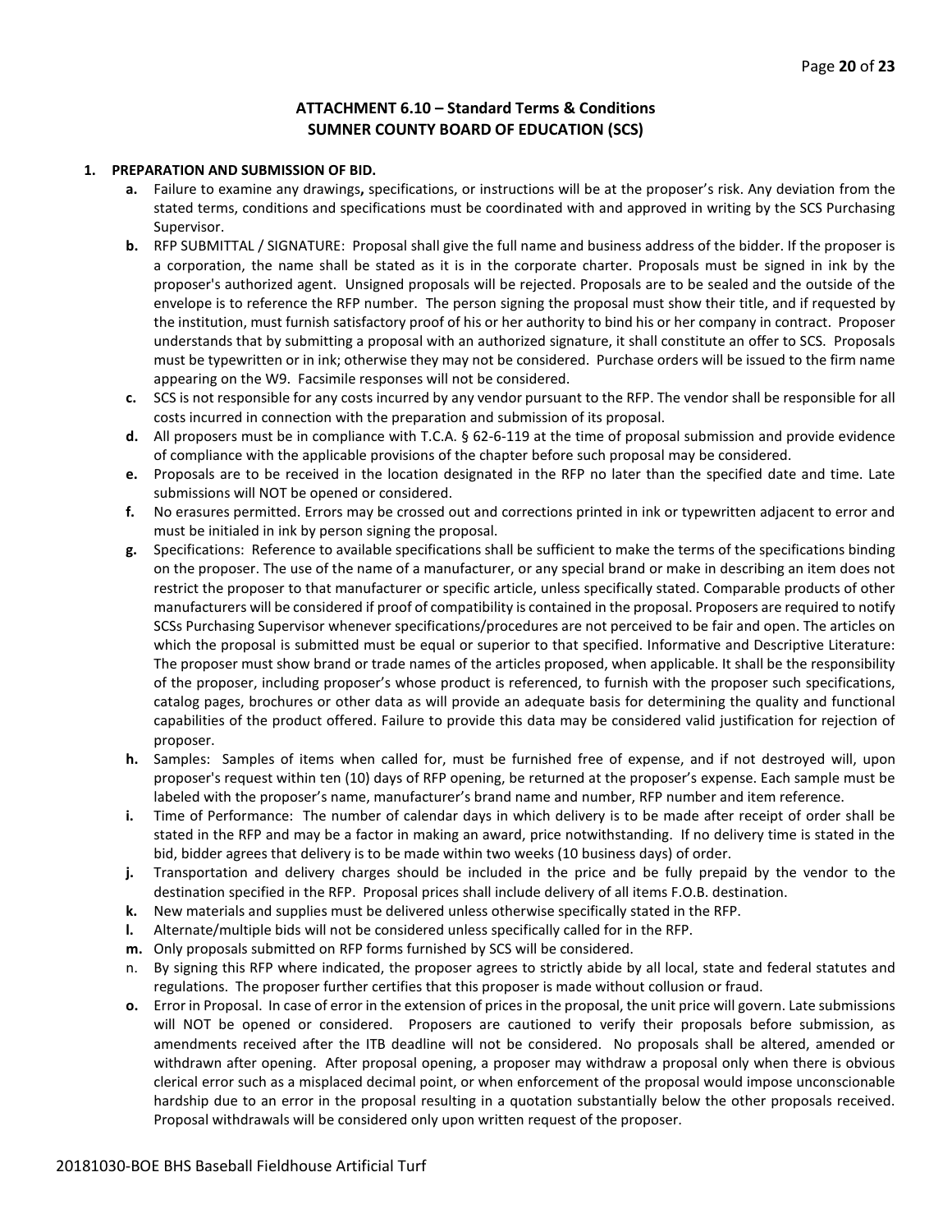## ATTACHMENT 6.10 – Standard Terms & Conditions
## SUMNER COUNTY BOARD OF EDUCATION (SCS)

**1. PREPARATION AND SUBMISSION OF BID.**

- **a.** Failure to examine any drawings**,** specifications, or instructions will be at the proposer's risk. Any deviation from the stated terms, conditions and specifications must be coordinated with and approved in writing by the SCS Purchasing Supervisor.
- **b.** RFP SUBMITTAL / SIGNATURE: Proposal shall give the full name and business address of the bidder. If the proposer is a corporation, the name shall be stated as it is in the corporate charter. Proposals must be signed in ink by the proposer's authorized agent. Unsigned proposals will be rejected. Proposals are to be sealed and the outside of the envelope is to reference the RFP number. The person signing the proposal must show their title, and if requested by the institution, must furnish satisfactory proof of his or her authority to bind his or her company in contract. Proposer understands that by submitting a proposal with an authorized signature, it shall constitute an offer to SCS. Proposals must be typewritten or in ink; otherwise they may not be considered. Purchase orders will be issued to the firm name appearing on the W9. Facsimile responses will not be considered.
- **c.** SCS is not responsible for any costs incurred by any vendor pursuant to the RFP. The vendor shall be responsible for all costs incurred in connection with the preparation and submission of its proposal.
- **d.** All proposers must be in compliance with T.C.A. § 62-6-119 at the time of proposal submission and provide evidence of compliance with the applicable provisions of the chapter before such proposal may be considered.
- **e.** Proposals are to be received in the location designated in the RFP no later than the specified date and time. Late submissions will NOT be opened or considered.
- **f.** No erasures permitted. Errors may be crossed out and corrections printed in ink or typewritten adjacent to error and must be initialed in ink by person signing the proposal.
- **g.** Specifications: Reference to available specifications shall be sufficient to make the terms of the specifications binding on the proposer. The use of the name of a manufacturer, or any special brand or make in describing an item does not restrict the proposer to that manufacturer or specific article, unless specifically stated. Comparable products of other manufacturers will be considered if proof of compatibility is contained in the proposal. Proposers are required to notify SCSs Purchasing Supervisor whenever specifications/procedures are not perceived to be fair and open. The articles on which the proposal is submitted must be equal or superior to that specified. Informative and Descriptive Literature: The proposer must show brand or trade names of the articles proposed, when applicable. It shall be the responsibility of the proposer, including proposer's whose product is referenced, to furnish with the proposer such specifications, catalog pages, brochures or other data as will provide an adequate basis for determining the quality and functional capabilities of the product offered. Failure to provide this data may be considered valid justification for rejection of proposer.
- **h.** Samples: Samples of items when called for, must be furnished free of expense, and if not destroyed will, upon proposer's request within ten (10) days of RFP opening, be returned at the proposer's expense. Each sample must be labeled with the proposer's name, manufacturer's brand name and number, RFP number and item reference.
- **i.** Time of Performance: The number of calendar days in which delivery is to be made after receipt of order shall be stated in the RFP and may be a factor in making an award, price notwithstanding. If no delivery time is stated in the bid, bidder agrees that delivery is to be made within two weeks (10 business days) of order.
- **j.** Transportation and delivery charges should be included in the price and be fully prepaid by the vendor to the destination specified in the RFP. Proposal prices shall include delivery of all items F.O.B. destination.
- **k.** New materials and supplies must be delivered unless otherwise specifically stated in the RFP.
- **l.** Alternate/multiple bids will not be considered unless specifically called for in the RFP.
- **m.** Only proposals submitted on RFP forms furnished by SCS will be considered.
- n. By signing this RFP where indicated, the proposer agrees to strictly abide by all local, state and federal statutes and regulations. The proposer further certifies that this proposer is made without collusion or fraud.
- **o.** Error in Proposal. In case of error in the extension of prices in the proposal, the unit price will govern. Late submissions will NOT be opened or considered. Proposers are cautioned to verify their proposals before submission, as amendments received after the ITB deadline will not be considered. No proposals shall be altered, amended or withdrawn after opening. After proposal opening, a proposer may withdraw a proposal only when there is obvious clerical error such as a misplaced decimal point, or when enforcement of the proposal would impose unconscionable hardship due to an error in the proposal resulting in a quotation substantially below the other proposals received. Proposal withdrawals will be considered only upon written request of the proposer.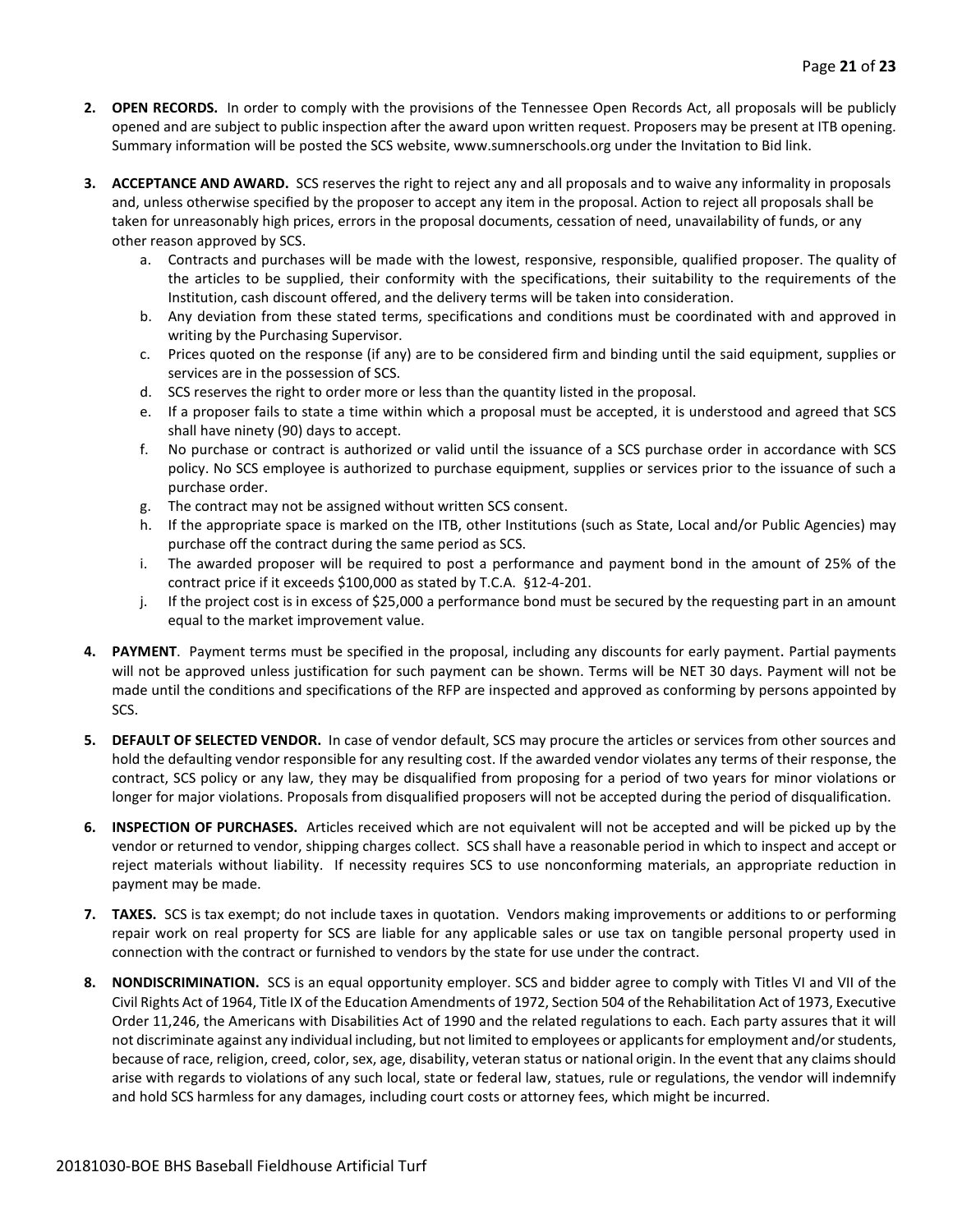2. **OPEN RECORDS.** In order to comply with the provisions of the Tennessee Open Records Act, all proposals will be publicly opened and are subject to public inspection after the award upon written request. Proposers may be present at ITB opening. Summary information will be posted the SCS website, www.sumnerschools.org under the Invitation to Bid link.

3. **ACCEPTANCE AND AWARD.** SCS reserves the right to reject any and all proposals and to waive any informality in proposals and, unless otherwise specified by the proposer to accept any item in the proposal. Action to reject all proposals shall be taken for unreasonably high prices, errors in the proposal documents, cessation of need, unavailability of funds, or any other reason approved by SCS.
   a. Contracts and purchases will be made with the lowest, responsive, responsible, qualified proposer. The quality of the articles to be supplied, their conformity with the specifications, their suitability to the requirements of the Institution, cash discount offered, and the delivery terms will be taken into consideration.
   b. Any deviation from these stated terms, specifications and conditions must be coordinated with and approved in writing by the Purchasing Supervisor.
   c. Prices quoted on the response (if any) are to be considered firm and binding until the said equipment, supplies or services are in the possession of SCS.
   d. SCS reserves the right to order more or less than the quantity listed in the proposal.
   e. If a proposer fails to state a time within which a proposal must be accepted, it is understood and agreed that SCS shall have ninety (90) days to accept.
   f. No purchase or contract is authorized or valid until the issuance of a SCS purchase order in accordance with SCS policy. No SCS employee is authorized to purchase equipment, supplies or services prior to the issuance of such a purchase order.
   g. The contract may not be assigned without written SCS consent.
   h. If the appropriate space is marked on the ITB, other Institutions (such as State, Local and/or Public Agencies) may purchase off the contract during the same period as SCS.
   i. The awarded proposer will be required to post a performance and payment bond in the amount of 25% of the contract price if it exceeds $100,000 as stated by T.C.A. §12-4-201.
   j. If the project cost is in excess of $25,000 a performance bond must be secured by the requesting part in an amount equal to the market improvement value.

4. **PAYMENT**. Payment terms must be specified in the proposal, including any discounts for early payment. Partial payments will not be approved unless justification for such payment can be shown. Terms will be NET 30 days. Payment will not be made until the conditions and specifications of the RFP are inspected and approved as conforming by persons appointed by SCS.

5. **DEFAULT OF SELECTED VENDOR.** In case of vendor default, SCS may procure the articles or services from other sources and hold the defaulting vendor responsible for any resulting cost. If the awarded vendor violates any terms of their response, the contract, SCS policy or any law, they may be disqualified from proposing for a period of two years for minor violations or longer for major violations. Proposals from disqualified proposers will not be accepted during the period of disqualification.

6. **INSPECTION OF PURCHASES.** Articles received which are not equivalent will not be accepted and will be picked up by the vendor or returned to vendor, shipping charges collect. SCS shall have a reasonable period in which to inspect and accept or reject materials without liability. If necessity requires SCS to use nonconforming materials, an appropriate reduction in payment may be made.

7. **TAXES.** SCS is tax exempt; do not include taxes in quotation. Vendors making improvements or additions to or performing repair work on real property for SCS are liable for any applicable sales or use tax on tangible personal property used in connection with the contract or furnished to vendors by the state for use under the contract.

8. **NONDISCRIMINATION.** SCS is an equal opportunity employer. SCS and bidder agree to comply with Titles VI and VII of the Civil Rights Act of 1964, Title IX of the Education Amendments of 1972, Section 504 of the Rehabilitation Act of 1973, Executive Order 11,246, the Americans with Disabilities Act of 1990 and the related regulations to each. Each party assures that it will not discriminate against any individual including, but not limited to employees or applicants for employment and/or students, because of race, religion, creed, color, sex, age, disability, veteran status or national origin. In the event that any claims should arise with regards to violations of any such local, state or federal law, statues, rule or regulations, the vendor will indemnify and hold SCS harmless for any damages, including court costs or attorney fees, which might be incurred.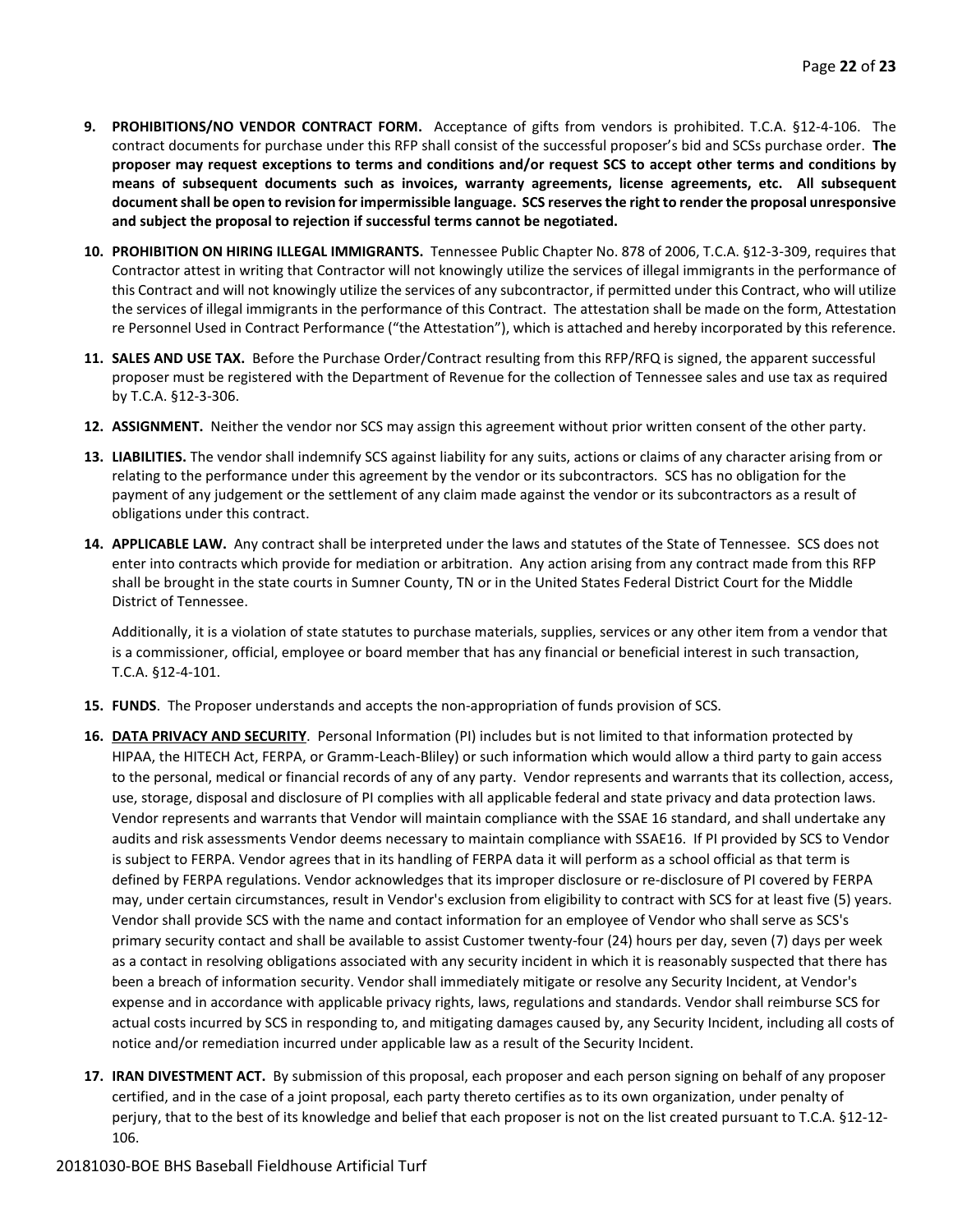9. **PROHIBITIONS/NO VENDOR CONTRACT FORM.** Acceptance of gifts from vendors is prohibited. T.C.A. §12-4-106. The contract documents for purchase under this RFP shall consist of the successful proposer's bid and SCSs purchase order. **The proposer may request exceptions to terms and conditions and/or request SCS to accept other terms and conditions by means of subsequent documents such as invoices, warranty agreements, license agreements, etc. All subsequent document shall be open to revision for impermissible language. SCS reserves the right to render the proposal unresponsive and subject the proposal to rejection if successful terms cannot be negotiated.**

10. **PROHIBITION ON HIRING ILLEGAL IMMIGRANTS.** Tennessee Public Chapter No. 878 of 2006, T.C.A. §12-3-309, requires that Contractor attest in writing that Contractor will not knowingly utilize the services of illegal immigrants in the performance of this Contract and will not knowingly utilize the services of any subcontractor, if permitted under this Contract, who will utilize the services of illegal immigrants in the performance of this Contract. The attestation shall be made on the form, Attestation re Personnel Used in Contract Performance ("the Attestation"), which is attached and hereby incorporated by this reference.

11. **SALES AND USE TAX.** Before the Purchase Order/Contract resulting from this RFP/RFQ is signed, the apparent successful proposer must be registered with the Department of Revenue for the collection of Tennessee sales and use tax as required by T.C.A. §12-3-306.

12. **ASSIGNMENT.** Neither the vendor nor SCS may assign this agreement without prior written consent of the other party.

13. **LIABILITIES.** The vendor shall indemnify SCS against liability for any suits, actions or claims of any character arising from or relating to the performance under this agreement by the vendor or its subcontractors. SCS has no obligation for the payment of any judgement or the settlement of any claim made against the vendor or its subcontractors as a result of obligations under this contract.

14. **APPLICABLE LAW.** Any contract shall be interpreted under the laws and statutes of the State of Tennessee. SCS does not enter into contracts which provide for mediation or arbitration. Any action arising from any contract made from this RFP shall be brought in the state courts in Sumner County, TN or in the United States Federal District Court for the Middle District of Tennessee.

    Additionally, it is a violation of state statutes to purchase materials, supplies, services or any other item from a vendor that is a commissioner, official, employee or board member that has any financial or beneficial interest in such transaction, T.C.A. §12-4-101.

15. **FUNDS**. The Proposer understands and accepts the non-appropriation of funds provision of SCS.

16. **<u>DATA PRIVACY AND SECURITY</u>**. Personal Information (PI) includes but is not limited to that information protected by HIPAA, the HITECH Act, FERPA, or Gramm-Leach-Bliley) or such information which would allow a third party to gain access to the personal, medical or financial records of any of any party. Vendor represents and warrants that its collection, access, use, storage, disposal and disclosure of PI complies with all applicable federal and state privacy and data protection laws. Vendor represents and warrants that Vendor will maintain compliance with the SSAE 16 standard, and shall undertake any audits and risk assessments Vendor deems necessary to maintain compliance with SSAE16. If PI provided by SCS to Vendor is subject to FERPA. Vendor agrees that in its handling of FERPA data it will perform as a school official as that term is defined by FERPA regulations. Vendor acknowledges that its improper disclosure or re-disclosure of PI covered by FERPA may, under certain circumstances, result in Vendor's exclusion from eligibility to contract with SCS for at least five (5) years. Vendor shall provide SCS with the name and contact information for an employee of Vendor who shall serve as SCS's primary security contact and shall be available to assist Customer twenty-four (24) hours per day, seven (7) days per week as a contact in resolving obligations associated with any security incident in which it is reasonably suspected that there has been a breach of information security. Vendor shall immediately mitigate or resolve any Security Incident, at Vendor's expense and in accordance with applicable privacy rights, laws, regulations and standards. Vendor shall reimburse SCS for actual costs incurred by SCS in responding to, and mitigating damages caused by, any Security Incident, including all costs of notice and/or remediation incurred under applicable law as a result of the Security Incident.

17. **IRAN DIVESTMENT ACT.** By submission of this proposal, each proposer and each person signing on behalf of any proposer certified, and in the case of a joint proposal, each party thereto certifies as to its own organization, under penalty of perjury, that to the best of its knowledge and belief that each proposer is not on the list created pursuant to T.C.A. §12-12-106.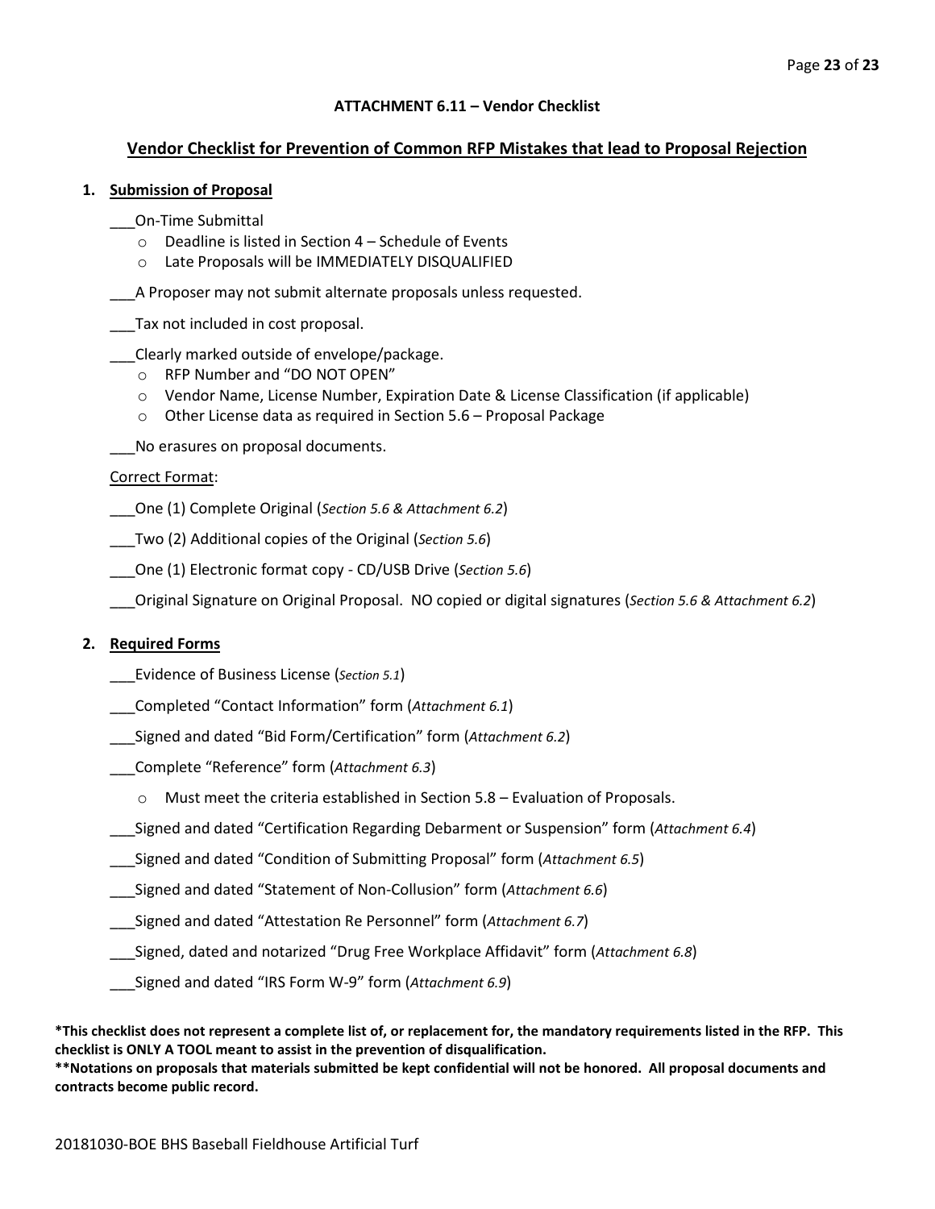## ATTACHMENT 6.11 – Vendor Checklist

### Vendor Checklist for Prevention of Common RFP Mistakes that lead to Proposal Rejection

1. **Submission of Proposal**

   ___On-Time Submittal
   - Deadline is listed in Section 4 – Schedule of Events
   - Late Proposals will be IMMEDIATELY DISQUALIFIED

   ___A Proposer may not submit alternate proposals unless requested.

   ___Tax not included in cost proposal.

   ___Clearly marked outside of envelope/package.
   - RFP Number and "DO NOT OPEN"
   - Vendor Name, License Number, Expiration Date & License Classification (if applicable)
   - Other License data as required in Section 5.6 – Proposal Package

   ___No erasures on proposal documents.

   Correct Format:

   ___One (1) Complete Original (*Section 5.6 & Attachment 6.2*)

   ___Two (2) Additional copies of the Original (*Section 5.6*)

   ___One (1) Electronic format copy - CD/USB Drive (*Section 5.6*)

   ___Original Signature on Original Proposal. NO copied or digital signatures (*Section 5.6 & Attachment 6.2*)

2. **Required Forms**

   ___Evidence of Business License (*Section 5.1*)

   ___Completed "Contact Information" form (*Attachment 6.1*)

   ___Signed and dated "Bid Form/Certification" form (*Attachment 6.2*)

   ___Complete "Reference" form (*Attachment 6.3*)
   - Must meet the criteria established in Section 5.8 – Evaluation of Proposals.

   ___Signed and dated "Certification Regarding Debarment or Suspension" form (*Attachment 6.4*)

   ___Signed and dated "Condition of Submitting Proposal" form (*Attachment 6.5*)

   ___Signed and dated "Statement of Non-Collusion" form (*Attachment 6.6*)

   ___Signed and dated "Attestation Re Personnel" form (*Attachment 6.7*)

   ___Signed, dated and notarized "Drug Free Workplace Affidavit" form (*Attachment 6.8*)

   ___Signed and dated "IRS Form W-9" form (*Attachment 6.9*)

**\*This checklist does not represent a complete list of, or replacement for, the mandatory requirements listed in the RFP. This checklist is ONLY A TOOL meant to assist in the prevention of disqualification.**
**\*\*Notations on proposals that materials submitted be kept confidential will not be honored. All proposal documents and contracts become public record.**